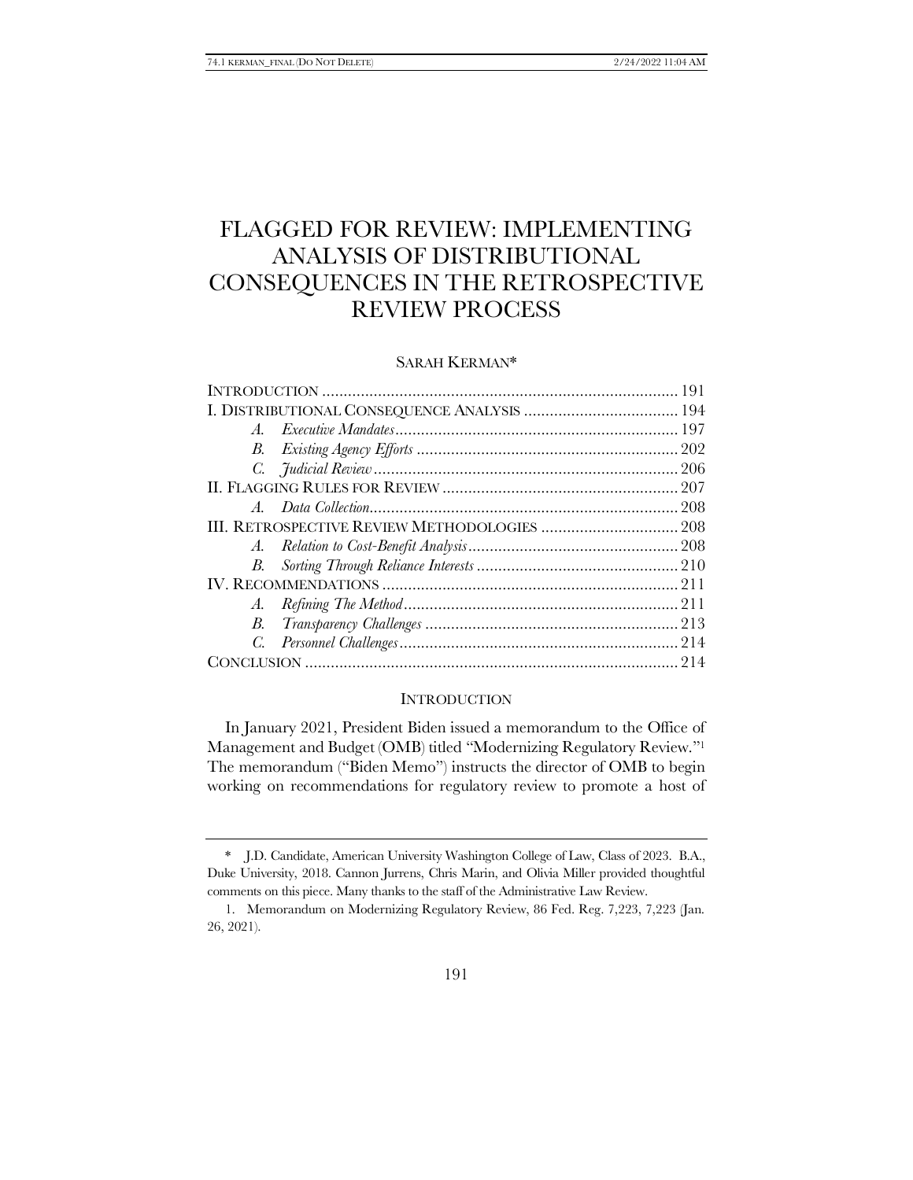# FLAGGED FOR REVIEW: IMPLEMENTING ANALYSIS OF DISTRIBUTIONAL CONSEQUENCES IN THE RETROSPECTIVE REVIEW PROCESS

SARAH KERMAN*

| | |
|---|---|
| INTRODUCTION | 191 |
| I. DISTRIBUTIONAL CONSEQUENCE ANALYSIS | 194 |
| *A. Executive Mandates* | 197 |
| *B. Existing Agency Efforts* | 202 |
| *C. Judicial Review* | 206 |
| II. FLAGGING RULES FOR REVIEW | 207 |
| *A. Data Collection* | 208 |
| III. RETROSPECTIVE REVIEW METHODOLOGIES | 208 |
| *A. Relation to Cost-Benefit Analysis* | 208 |
| *B. Sorting Through Reliance Interests* | 210 |
| IV. RECOMMENDATIONS | 211 |
| *A. Refining The Method* | 211 |
| *B. Transparency Challenges* | 213 |
| *C. Personnel Challenges* | 214 |
| CONCLUSION | 214 |

## INTRODUCTION

In January 2021, President Biden issued a memorandum to the Office of Management and Budget (OMB) titled "Modernizing Regulatory Review."[1] The memorandum ("Biden Memo") instructs the director of OMB to begin working on recommendations for regulatory review to promote a host of

---

\* J.D. Candidate, American University Washington College of Law, Class of 2023. B.A., Duke University, 2018. Cannon Jurrens, Chris Marin, and Olivia Miller provided thoughtful comments on this piece. Many thanks to the staff of the Administrative Law Review.

1. Memorandum on Modernizing Regulatory Review, 86 Fed. Reg. 7,223, 7,223 (Jan. 26, 2021).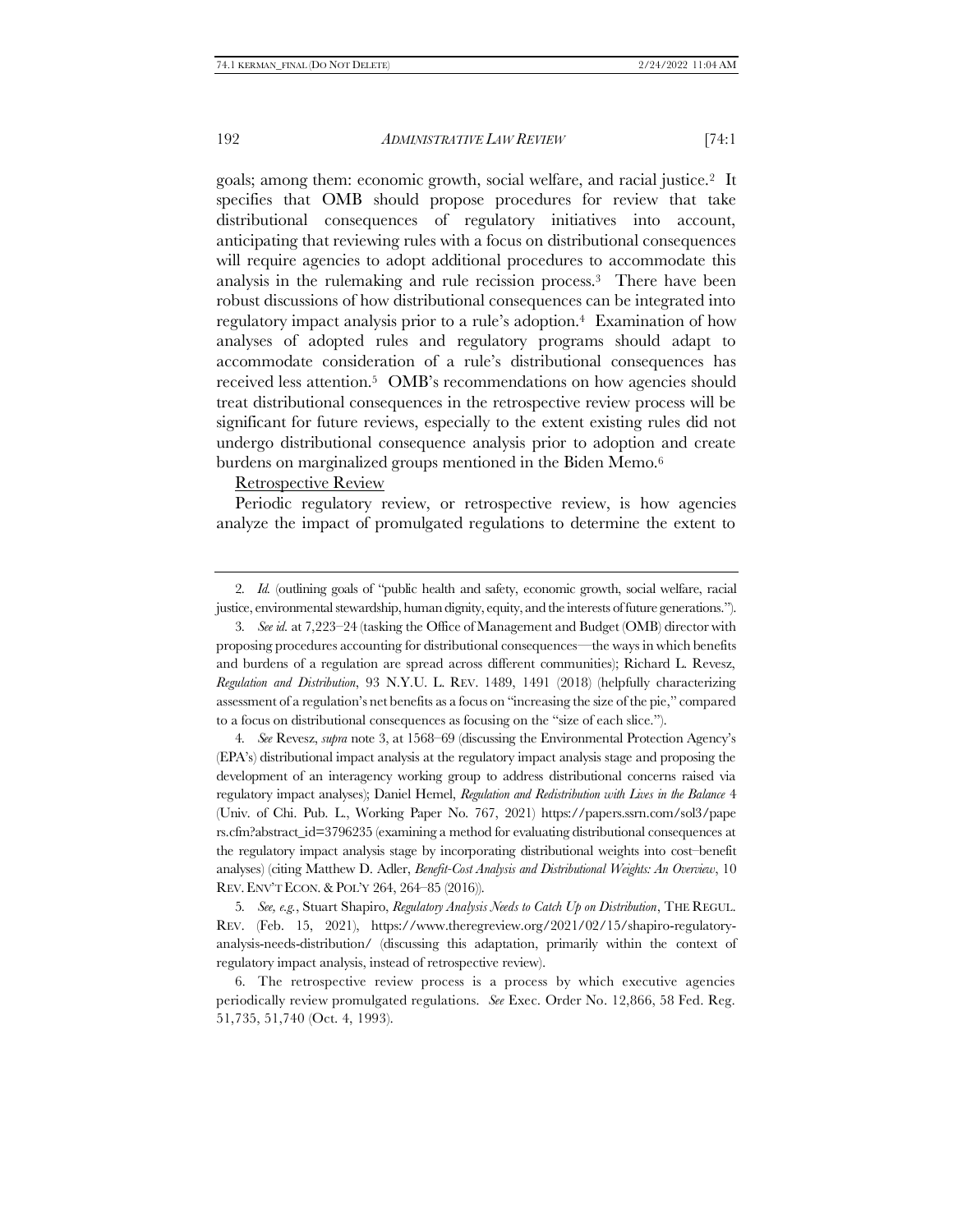goals; among them: economic growth, social welfare, and racial justice.[2] It specifies that OMB should propose procedures for review that take distributional consequences of regulatory initiatives into account, anticipating that reviewing rules with a focus on distributional consequences will require agencies to adopt additional procedures to accommodate this analysis in the rulemaking and rule recission process.[3] There have been robust discussions of how distributional consequences can be integrated into regulatory impact analysis prior to a rule's adoption.[4] Examination of how analyses of adopted rules and regulatory programs should adapt to accommodate consideration of a rule's distributional consequences has received less attention.[5] OMB's recommendations on how agencies should treat distributional consequences in the retrospective review process will be significant for future reviews, especially to the extent existing rules did not undergo distributional consequence analysis prior to adoption and create burdens on marginalized groups mentioned in the Biden Memo.[6]

Retrospective Review

Periodic regulatory review, or retrospective review, is how agencies analyze the impact of promulgated regulations to determine the extent to

---

2. *Id.* (outlining goals of "public health and safety, economic growth, social welfare, racial justice, environmental stewardship, human dignity, equity, and the interests of future generations.").

3. *See id.* at 7,223–24 (tasking the Office of Management and Budget (OMB) director with proposing procedures accounting for distributional consequences—the ways in which benefits and burdens of a regulation are spread across different communities); Richard L. Revesz, *Regulation and Distribution*, 93 N.Y.U. L. REV. 1489, 1491 (2018) (helpfully characterizing assessment of a regulation's net benefits as a focus on "increasing the size of the pie," compared to a focus on distributional consequences as focusing on the "size of each slice.").

4. *See* Revesz, *supra* note 3, at 1568–69 (discussing the Environmental Protection Agency's (EPA's) distributional impact analysis at the regulatory impact analysis stage and proposing the development of an interagency working group to address distributional concerns raised via regulatory impact analyses); Daniel Hemel, *Regulation and Redistribution with Lives in the Balance* 4 (Univ. of Chi. Pub. L., Working Paper No. 767, 2021) https://papers.ssrn.com/sol3/papers.cfm?abstract_id=3796235 (examining a method for evaluating distributional consequences at the regulatory impact analysis stage by incorporating distributional weights into cost–benefit analyses) (citing Matthew D. Adler, *Benefit-Cost Analysis and Distributional Weights: An Overview*, 10 REV. ENV'T ECON. & POL'Y 264, 264–85 (2016)).

5. *See, e.g.*, Stuart Shapiro, *Regulatory Analysis Needs to Catch Up on Distribution*, THE REGUL. REV. (Feb. 15, 2021), https://www.theregreview.org/2021/02/15/shapiro-regulatory-analysis-needs-distribution/ (discussing this adaptation, primarily within the context of regulatory impact analysis, instead of retrospective review).

6. The retrospective review process is a process by which executive agencies periodically review promulgated regulations. *See* Exec. Order No. 12,866, 58 Fed. Reg. 51,735, 51,740 (Oct. 4, 1993).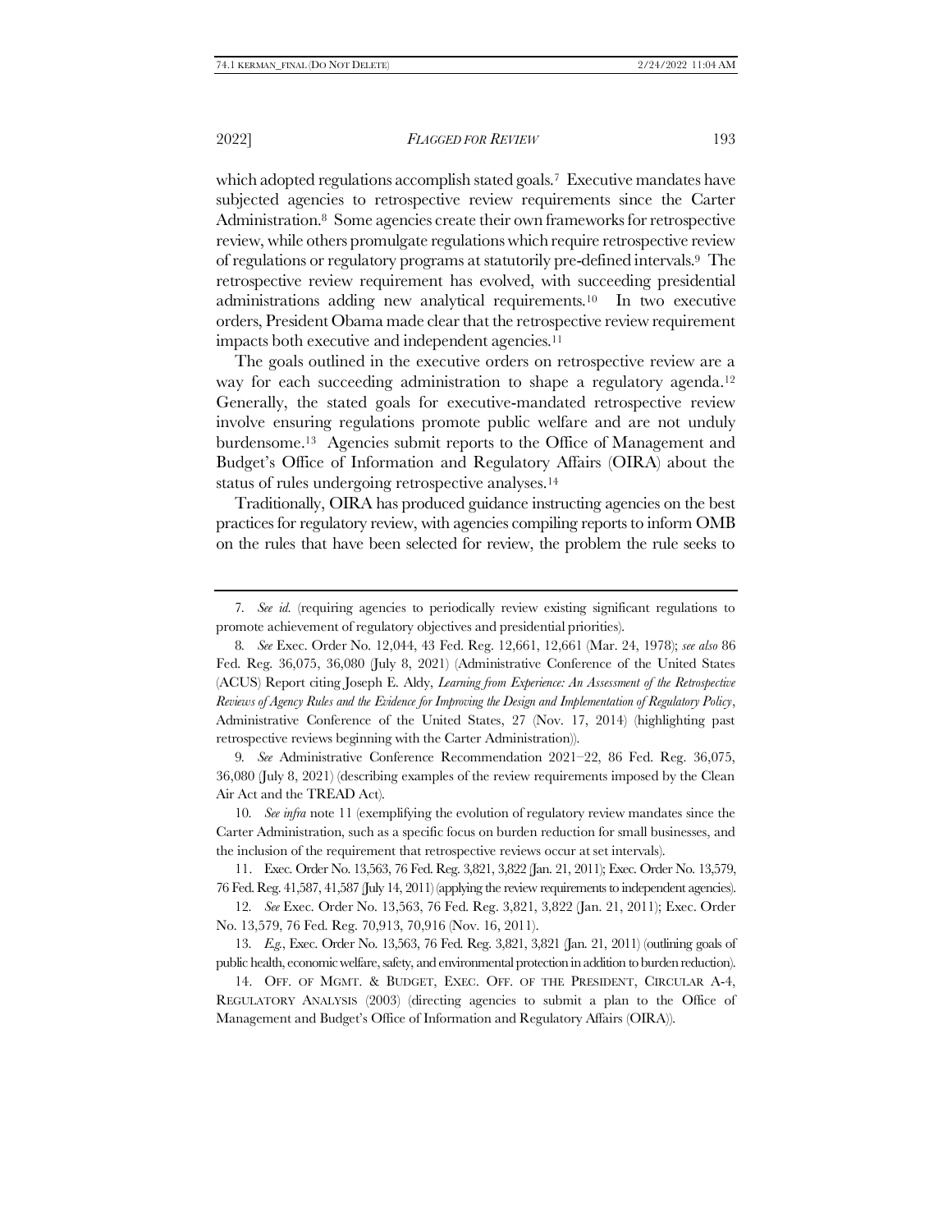which adopted regulations accomplish stated goals.[7] Executive mandates have subjected agencies to retrospective review requirements since the Carter Administration.[8] Some agencies create their own frameworks for retrospective review, while others promulgate regulations which require retrospective review of regulations or regulatory programs at statutorily pre-defined intervals.[9] The retrospective review requirement has evolved, with succeeding presidential administrations adding new analytical requirements.[10] In two executive orders, President Obama made clear that the retrospective review requirement impacts both executive and independent agencies.[11]

The goals outlined in the executive orders on retrospective review are a way for each succeeding administration to shape a regulatory agenda.[12] Generally, the stated goals for executive-mandated retrospective review involve ensuring regulations promote public welfare and are not unduly burdensome.[13] Agencies submit reports to the Office of Management and Budget's Office of Information and Regulatory Affairs (OIRA) about the status of rules undergoing retrospective analyses.[14]

Traditionally, OIRA has produced guidance instructing agencies on the best practices for regulatory review, with agencies compiling reports to inform OMB on the rules that have been selected for review, the problem the rule seeks to

---

7. *See id.* (requiring agencies to periodically review existing significant regulations to promote achievement of regulatory objectives and presidential priorities).

8. *See* Exec. Order No. 12,044, 43 Fed. Reg. 12,661, 12,661 (Mar. 24, 1978); *see also* 86 Fed. Reg. 36,075, 36,080 (July 8, 2021) (Administrative Conference of the United States (ACUS) Report citing Joseph E. Aldy, *Learning from Experience: An Assessment of the Retrospective Reviews of Agency Rules and the Evidence for Improving the Design and Implementation of Regulatory Policy*, Administrative Conference of the United States, 27 (Nov. 17, 2014) (highlighting past retrospective reviews beginning with the Carter Administration)).

9. *See* Administrative Conference Recommendation 2021–22, 86 Fed. Reg. 36,075, 36,080 (July 8, 2021) (describing examples of the review requirements imposed by the Clean Air Act and the TREAD Act).

10. *See infra* note 11 (exemplifying the evolution of regulatory review mandates since the Carter Administration, such as a specific focus on burden reduction for small businesses, and the inclusion of the requirement that retrospective reviews occur at set intervals).

11. Exec. Order No. 13,563, 76 Fed. Reg. 3,821, 3,822 (Jan. 21, 2011); Exec. Order No. 13,579, 76 Fed. Reg. 41,587, 41,587 (July 14, 2011) (applying the review requirements to independent agencies).

12. *See* Exec. Order No. 13,563, 76 Fed. Reg. 3,821, 3,822 (Jan. 21, 2011); Exec. Order No. 13,579, 76 Fed. Reg. 70,913, 70,916 (Nov. 16, 2011).

13. *E.g.*, Exec. Order No. 13,563, 76 Fed. Reg. 3,821, 3,821 (Jan. 21, 2011) (outlining goals of public health, economic welfare, safety, and environmental protection in addition to burden reduction).

14. OFF. OF MGMT. & BUDGET, EXEC. OFF. OF THE PRESIDENT, CIRCULAR A-4, REGULATORY ANALYSIS (2003) (directing agencies to submit a plan to the Office of Management and Budget's Office of Information and Regulatory Affairs (OIRA)).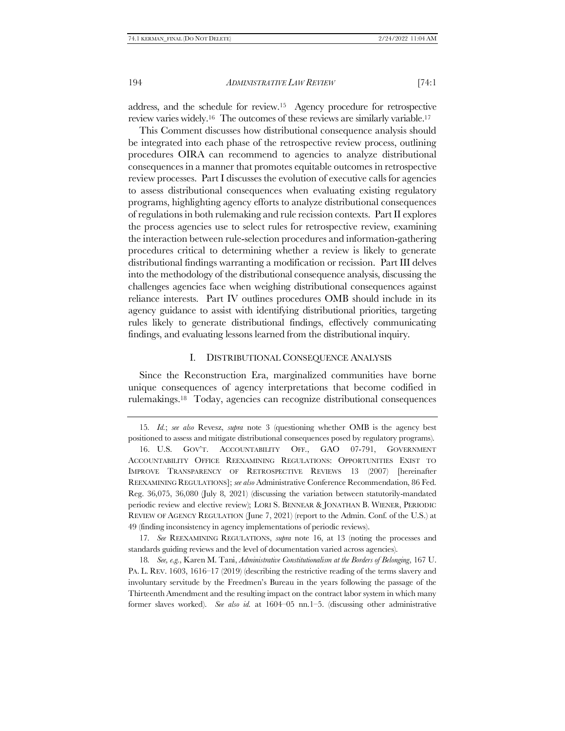address, and the schedule for review.[15] Agency procedure for retrospective review varies widely.[16] The outcomes of these reviews are similarly variable.[17]

This Comment discusses how distributional consequence analysis should be integrated into each phase of the retrospective review process, outlining procedures OIRA can recommend to agencies to analyze distributional consequences in a manner that promotes equitable outcomes in retrospective review processes. Part I discusses the evolution of executive calls for agencies to assess distributional consequences when evaluating existing regulatory programs, highlighting agency efforts to analyze distributional consequences of regulations in both rulemaking and rule recission contexts. Part II explores the process agencies use to select rules for retrospective review, examining the interaction between rule-selection procedures and information-gathering procedures critical to determining whether a review is likely to generate distributional findings warranting a modification or recission. Part III delves into the methodology of the distributional consequence analysis, discussing the challenges agencies face when weighing distributional consequences against reliance interests. Part IV outlines procedures OMB should include in its agency guidance to assist with identifying distributional priorities, targeting rules likely to generate distributional findings, effectively communicating findings, and evaluating lessons learned from the distributional inquiry.

## I. DISTRIBUTIONAL CONSEQUENCE ANALYSIS

Since the Reconstruction Era, marginalized communities have borne unique consequences of agency interpretations that become codified in rulemakings.[18] Today, agencies can recognize distributional consequences

---

15. *Id.*; *see also* Revesz, *supra* note 3 (questioning whether OMB is the agency best positioned to assess and mitigate distributional consequences posed by regulatory programs).

16. U.S. GOV'T. ACCOUNTABILITY OFF., GAO 07-791, GOVERNMENT ACCOUNTABILITY OFFICE REEXAMINING REGULATIONS: OPPORTUNITIES EXIST TO IMPROVE TRANSPARENCY OF RETROSPECTIVE REVIEWS 13 (2007) [hereinafter REEXAMINING REGULATIONS]; *see also* Administrative Conference Recommendation, 86 Fed. Reg. 36,075, 36,080 (July 8, 2021) (discussing the variation between statutorily-mandated periodic review and elective review); LORI S. BENNEAR & JONATHAN B. WIENER, PERIODIC REVIEW OF AGENCY REGULATION (June 7, 2021) (report to the Admin. Conf. of the U.S.) at 49 (finding inconsistency in agency implementations of periodic reviews).

17. *See* REEXAMINING REGULATIONS, *supra* note 16, at 13 (noting the processes and standards guiding reviews and the level of documentation varied across agencies).

18. *See, e.g.*, Karen M. Tani, *Administrative Constitutionalism at the Borders of Belonging*, 167 U. PA. L. REV. 1603, 1616–17 (2019) (describing the restrictive reading of the terms slavery and involuntary servitude by the Freedmen's Bureau in the years following the passage of the Thirteenth Amendment and the resulting impact on the contract labor system in which many former slaves worked). *See also id.* at 1604–05 nn.1–5. (discussing other administrative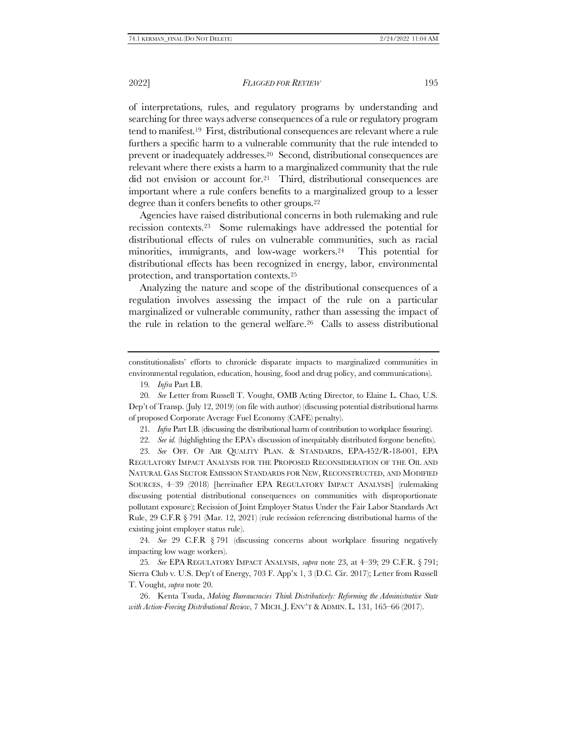of interpretations, rules, and regulatory programs by understanding and searching for three ways adverse consequences of a rule or regulatory program tend to manifest.[19] First, distributional consequences are relevant where a rule furthers a specific harm to a vulnerable community that the rule intended to prevent or inadequately addresses.[20] Second, distributional consequences are relevant where there exists a harm to a marginalized community that the rule did not envision or account for.[21] Third, distributional consequences are important where a rule confers benefits to a marginalized group to a lesser degree than it confers benefits to other groups.[22]

Agencies have raised distributional concerns in both rulemaking and rule recission contexts.[23] Some rulemakings have addressed the potential for distributional effects of rules on vulnerable communities, such as racial minorities, immigrants, and low-wage workers.[24] This potential for distributional effects has been recognized in energy, labor, environmental protection, and transportation contexts.[25]

Analyzing the nature and scope of the distributional consequences of a regulation involves assessing the impact of the rule on a particular marginalized or vulnerable community, rather than assessing the impact of the rule in relation to the general welfare.[26] Calls to assess distributional

---

constitutionalists' efforts to chronicle disparate impacts to marginalized communities in environmental regulation, education, housing, food and drug policy, and communications).

19. *Infra* Part I.B.

20. *See* Letter from Russell T. Vought, OMB Acting Director, to Elaine L. Chao, U.S. Dep't of Transp. (July 12, 2019) (on file with author) (discussing potential distributional harms of proposed Corporate Average Fuel Economy (CAFE) penalty).

21. *Infra* Part I.B. (discussing the distributional harm of contribution to workplace fissuring).

22. *See id.* (highlighting the EPA's discussion of inequitably distributed forgone benefits).

23. *See* OFF. OF AIR QUALITY PLAN. & STANDARDS, EPA-452/R-18-001, EPA REGULATORY IMPACT ANALYSIS FOR THE PROPOSED RECONSIDERATION OF THE OIL AND NATURAL GAS SECTOR EMISSION STANDARDS FOR NEW, RECONSTRUCTED, AND MODIFIED SOURCES, 4–39 (2018) [hereinafter EPA REGULATORY IMPACT ANALYSIS] (rulemaking discussing potential distributional consequences on communities with disproportionate pollutant exposure); Recission of Joint Employer Status Under the Fair Labor Standards Act Rule, 29 C.F.R § 791 (Mar. 12, 2021) (rule recission referencing distributional harms of the existing joint employer status rule).

24. *See* 29 C.F.R § 791 (discussing concerns about workplace fissuring negatively impacting low wage workers).

25. *See* EPA REGULATORY IMPACT ANALYSIS, *supra* note 23, at 4–39; 29 C.F.R. § 791; Sierra Club v. U.S. Dep't of Energy, 703 F. App'x 1, 3 (D.C. Cir. 2017); Letter from Russell T. Vought, *supra* note 20.

26. Kenta Tsuda, *Making Bureaucracies Think Distributively: Reforming the Administrative State with Action-Forcing Distributional Review*, 7 MICH. J. ENV'T & ADMIN. L. 131, 165–66 (2017).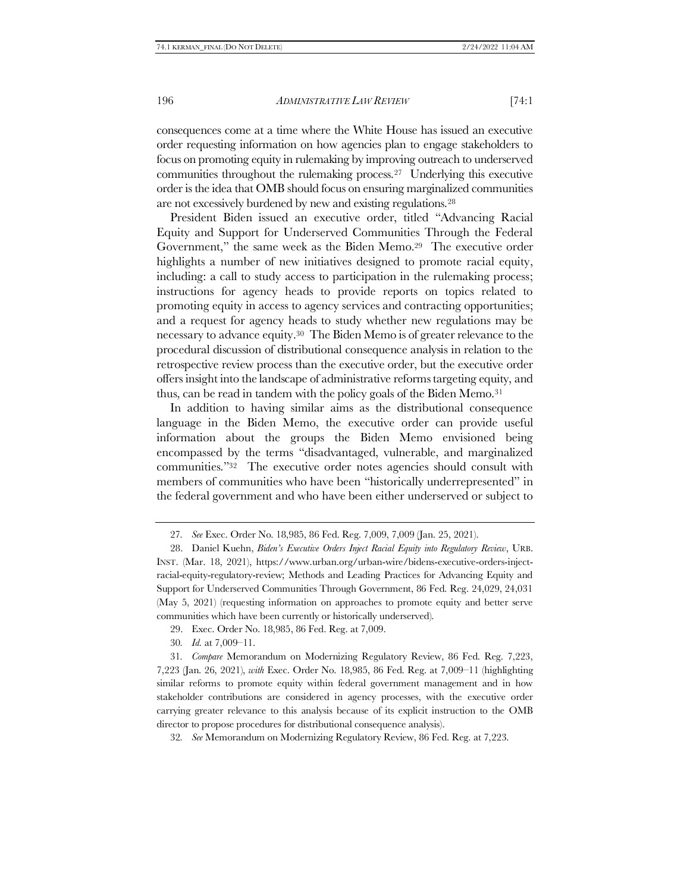consequences come at a time where the White House has issued an executive order requesting information on how agencies plan to engage stakeholders to focus on promoting equity in rulemaking by improving outreach to underserved communities throughout the rulemaking process.[27] Underlying this executive order is the idea that OMB should focus on ensuring marginalized communities are not excessively burdened by new and existing regulations.[28]

President Biden issued an executive order, titled "Advancing Racial Equity and Support for Underserved Communities Through the Federal Government," the same week as the Biden Memo.[29] The executive order highlights a number of new initiatives designed to promote racial equity, including: a call to study access to participation in the rulemaking process; instructions for agency heads to provide reports on topics related to promoting equity in access to agency services and contracting opportunities; and a request for agency heads to study whether new regulations may be necessary to advance equity.[30] The Biden Memo is of greater relevance to the procedural discussion of distributional consequence analysis in relation to the retrospective review process than the executive order, but the executive order offers insight into the landscape of administrative reforms targeting equity, and thus, can be read in tandem with the policy goals of the Biden Memo.[31]

In addition to having similar aims as the distributional consequence language in the Biden Memo, the executive order can provide useful information about the groups the Biden Memo envisioned being encompassed by the terms "disadvantaged, vulnerable, and marginalized communities."[32] The executive order notes agencies should consult with members of communities who have been "historically underrepresented" in the federal government and who have been either underserved or subject to

---

27. *See* Exec. Order No. 18,985, 86 Fed. Reg. 7,009, 7,009 (Jan. 25, 2021).

28. Daniel Kuehn, *Biden's Executive Orders Inject Racial Equity into Regulatory Review*, URB. INST. (Mar. 18, 2021), https://www.urban.org/urban-wire/bidens-executive-orders-inject-racial-equity-regulatory-review; Methods and Leading Practices for Advancing Equity and Support for Underserved Communities Through Government, 86 Fed. Reg. 24,029, 24,031 (May 5, 2021) (requesting information on approaches to promote equity and better serve communities which have been currently or historically underserved).

29. Exec. Order No. 18,985, 86 Fed. Reg. at 7,009.

30. *Id.* at 7,009–11.

31. *Compare* Memorandum on Modernizing Regulatory Review, 86 Fed. Reg. 7,223, 7,223 (Jan. 26, 2021), *with* Exec. Order No. 18,985, 86 Fed. Reg. at 7,009–11 (highlighting similar reforms to promote equity within federal government management and in how stakeholder contributions are considered in agency processes, with the executive order carrying greater relevance to this analysis because of its explicit instruction to the OMB director to propose procedures for distributional consequence analysis).

32. *See* Memorandum on Modernizing Regulatory Review, 86 Fed. Reg. at 7,223.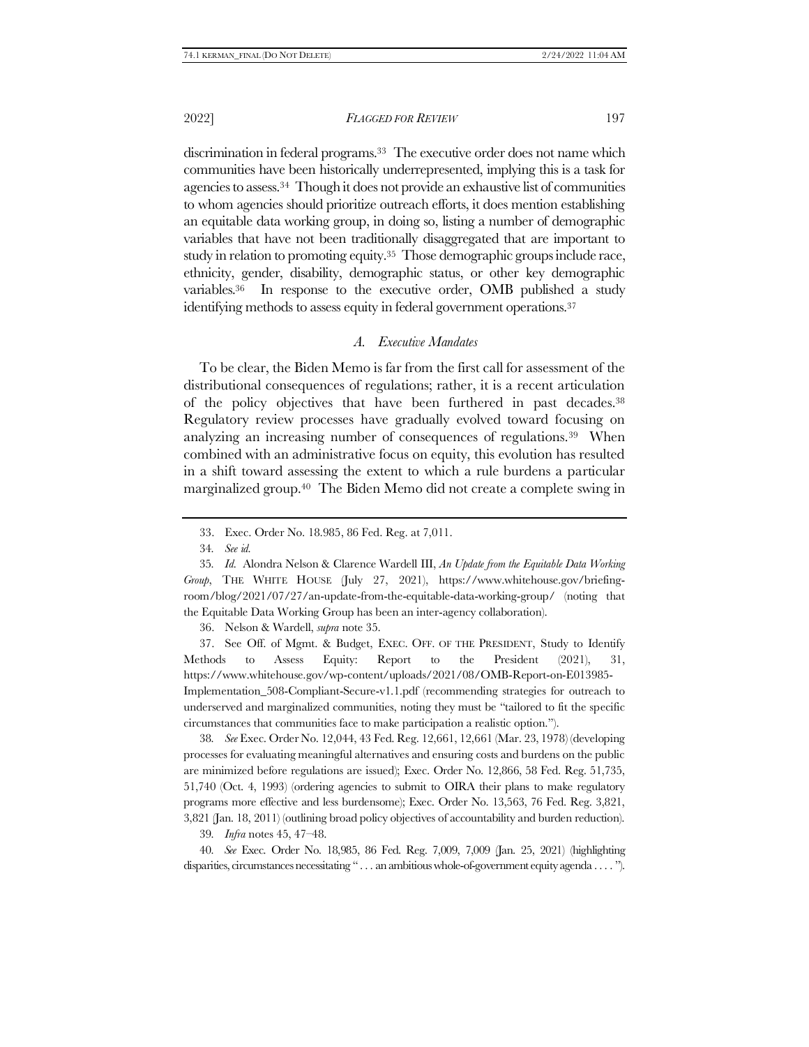discrimination in federal programs.[33] The executive order does not name which communities have been historically underrepresented, implying this is a task for agencies to assess.[34] Though it does not provide an exhaustive list of communities to whom agencies should prioritize outreach efforts, it does mention establishing an equitable data working group, in doing so, listing a number of demographic variables that have not been traditionally disaggregated that are important to study in relation to promoting equity.[35] Those demographic groups include race, ethnicity, gender, disability, demographic status, or other key demographic variables.[36] In response to the executive order, OMB published a study identifying methods to assess equity in federal government operations.[37]

### *A. Executive Mandates*

To be clear, the Biden Memo is far from the first call for assessment of the distributional consequences of regulations; rather, it is a recent articulation of the policy objectives that have been furthered in past decades.[38] Regulatory review processes have gradually evolved toward focusing on analyzing an increasing number of consequences of regulations.[39] When combined with an administrative focus on equity, this evolution has resulted in a shift toward assessing the extent to which a rule burdens a particular marginalized group.[40] The Biden Memo did not create a complete swing in

---

33. Exec. Order No. 18.985, 86 Fed. Reg. at 7,011.

34. *See id.*

35. *Id.* Alondra Nelson & Clarence Wardell III, *An Update from the Equitable Data Working Group*, THE WHITE HOUSE (July 27, 2021), https://www.whitehouse.gov/briefing-room/blog/2021/07/27/an-update-from-the-equitable-data-working-group/ (noting that the Equitable Data Working Group has been an inter-agency collaboration).

36. Nelson & Wardell, *supra* note 35.

37. See Off. of Mgmt. & Budget, EXEC. OFF. OF THE PRESIDENT, Study to Identify Methods to Assess Equity: Report to the President (2021), 31, https://www.whitehouse.gov/wp-content/uploads/2021/08/OMB-Report-on-E013985-Implementation_508-Compliant-Secure-v1.1.pdf (recommending strategies for outreach to underserved and marginalized communities, noting they must be "tailored to fit the specific circumstances that communities face to make participation a realistic option.").

38. *See* Exec. Order No. 12,044, 43 Fed. Reg. 12,661, 12,661 (Mar. 23, 1978) (developing processes for evaluating meaningful alternatives and ensuring costs and burdens on the public are minimized before regulations are issued); Exec. Order No. 12,866, 58 Fed. Reg. 51,735, 51,740 (Oct. 4, 1993) (ordering agencies to submit to OIRA their plans to make regulatory programs more effective and less burdensome); Exec. Order No. 13,563, 76 Fed. Reg. 3,821, 3,821 (Jan. 18, 2011) (outlining broad policy objectives of accountability and burden reduction).

39. *Infra* notes 45, 47–48.

40. *See* Exec. Order No. 18,985, 86 Fed. Reg. 7,009, 7,009 (Jan. 25, 2021) (highlighting disparities, circumstances necessitating ". . . an ambitious whole-of-government equity agenda . . . .").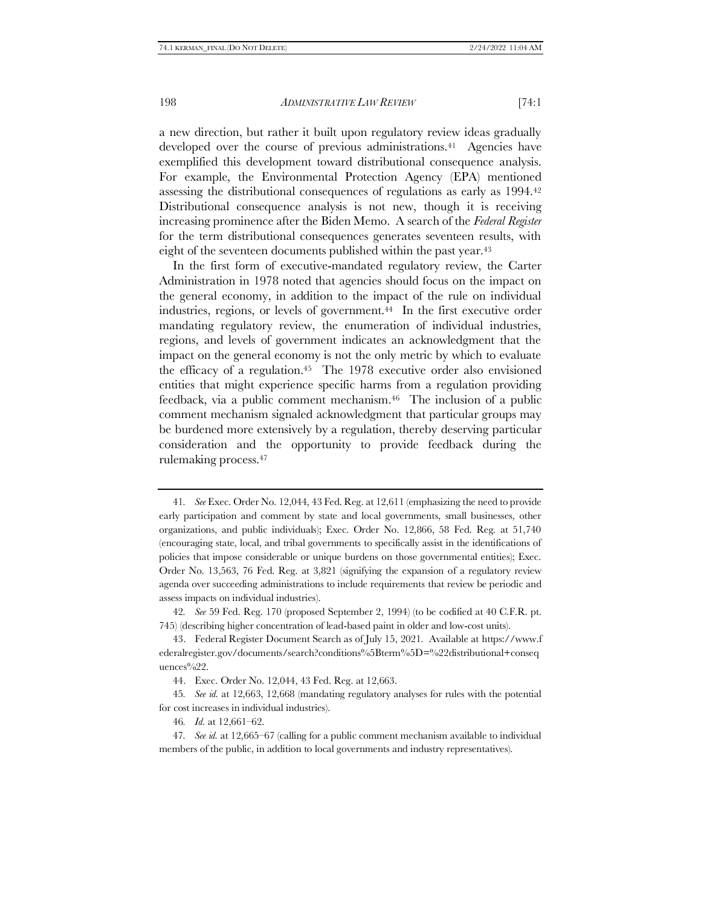a new direction, but rather it built upon regulatory review ideas gradually developed over the course of previous administrations.[41] Agencies have exemplified this development toward distributional consequence analysis. For example, the Environmental Protection Agency (EPA) mentioned assessing the distributional consequences of regulations as early as 1994.[42] Distributional consequence analysis is not new, though it is receiving increasing prominence after the Biden Memo. A search of the *Federal Register* for the term distributional consequences generates seventeen results, with eight of the seventeen documents published within the past year.[43]

In the first form of executive-mandated regulatory review, the Carter Administration in 1978 noted that agencies should focus on the impact on the general economy, in addition to the impact of the rule on individual industries, regions, or levels of government.[44] In the first executive order mandating regulatory review, the enumeration of individual industries, regions, and levels of government indicates an acknowledgment that the impact on the general economy is not the only metric by which to evaluate the efficacy of a regulation.[45] The 1978 executive order also envisioned entities that might experience specific harms from a regulation providing feedback, via a public comment mechanism.[46] The inclusion of a public comment mechanism signaled acknowledgment that particular groups may be burdened more extensively by a regulation, thereby deserving particular consideration and the opportunity to provide feedback during the rulemaking process.[47]

---

41. *See* Exec. Order No. 12,044, 43 Fed. Reg. at 12,611 (emphasizing the need to provide early participation and comment by state and local governments, small businesses, other organizations, and public individuals); Exec. Order No. 12,866, 58 Fed. Reg. at 51,740 (encouraging state, local, and tribal governments to specifically assist in the identifications of policies that impose considerable or unique burdens on those governmental entities); Exec. Order No. 13,563, 76 Fed. Reg. at 3,821 (signifying the expansion of a regulatory review agenda over succeeding administrations to include requirements that review be periodic and assess impacts on individual industries).

42. *See* 59 Fed. Reg. 170 (proposed September 2, 1994) (to be codified at 40 C.F.R. pt. 745) (describing higher concentration of lead-based paint in older and low-cost units).

43. Federal Register Document Search as of July 15, 2021. Available at https://www.federalregister.gov/documents/search?conditions%5Bterm%5D=%22distributional+consequences%22.

44. Exec. Order No. 12,044, 43 Fed. Reg. at 12,663.

45. *See id.* at 12,663, 12,668 (mandating regulatory analyses for rules with the potential for cost increases in individual industries).

46. *Id.* at 12,661–62.

47. *See id.* at 12,665–67 (calling for a public comment mechanism available to individual members of the public, in addition to local governments and industry representatives).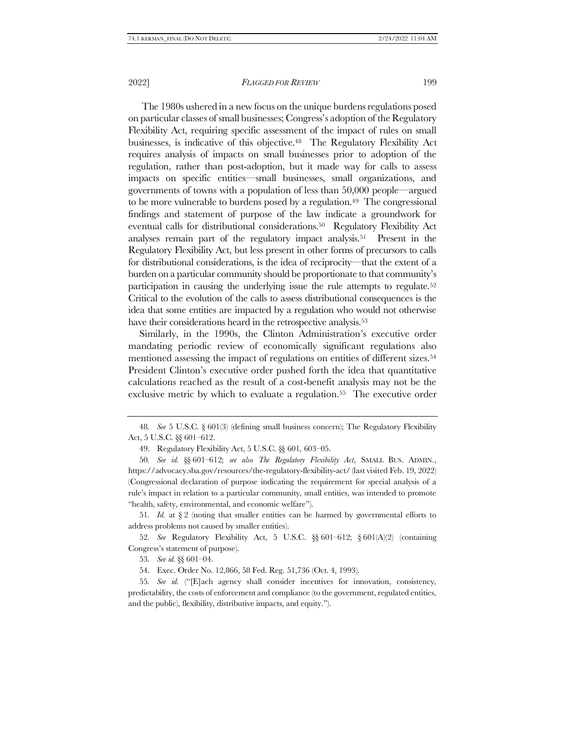The 1980s ushered in a new focus on the unique burdens regulations posed on particular classes of small businesses; Congress's adoption of the Regulatory Flexibility Act, requiring specific assessment of the impact of rules on small businesses, is indicative of this objective.[48] The Regulatory Flexibility Act requires analysis of impacts on small businesses prior to adoption of the regulation, rather than post-adoption, but it made way for calls to assess impacts on specific entities—small businesses, small organizations, and governments of towns with a population of less than 50,000 people—argued to be more vulnerable to burdens posed by a regulation.[49] The congressional findings and statement of purpose of the law indicate a groundwork for eventual calls for distributional considerations.[50] Regulatory Flexibility Act analyses remain part of the regulatory impact analysis.[51] Present in the Regulatory Flexibility Act, but less present in other forms of precursors to calls for distributional considerations, is the idea of reciprocity—that the extent of a burden on a particular community should be proportionate to that community's participation in causing the underlying issue the rule attempts to regulate.[52] Critical to the evolution of the calls to assess distributional consequences is the idea that some entities are impacted by a regulation who would not otherwise have their considerations heard in the retrospective analysis.[53]

Similarly, in the 1990s, the Clinton Administration's executive order mandating periodic review of economically significant regulations also mentioned assessing the impact of regulations on entities of different sizes.[54] President Clinton's executive order pushed forth the idea that quantitative calculations reached as the result of a cost-benefit analysis may not be the exclusive metric by which to evaluate a regulation.[55] The executive order

---

48. *See* 5 U.S.C. § 601(3) (defining small business concern); The Regulatory Flexibility Act, 5 U.S.C. §§ 601–612.

49. Regulatory Flexibility Act, 5 U.S.C. §§ 601, 603–05.

50. *See id.* §§ 601–612; *see also The Regulatory Flexibility Act*, SMALL BUS. ADMIN., https://advocacy.sba.gov/resources/the-regulatory-flexibility-act/ (last visited Feb. 19, 2022) (Congressional declaration of purpose indicating the requirement for special analysis of a rule's impact in relation to a particular community, small entities, was intended to promote "health, safety, environmental, and economic welfare").

51. *Id.* at § 2 (noting that smaller entities can be harmed by governmental efforts to address problems not caused by smaller entities).

52. *See* Regulatory Flexibility Act, 5 U.S.C. §§ 601–612; § 601(A)(2) (containing Congress's statement of purpose).

53. *See id.* §§ 601–04.

54. Exec. Order No. 12,866, 58 Fed. Reg. 51,736 (Oct. 4, 1993).

55. *See id.* ("[E]ach agency shall consider incentives for innovation, consistency, predictability, the costs of enforcement and compliance (to the government, regulated entities, and the public), flexibility, distributive impacts, and equity.").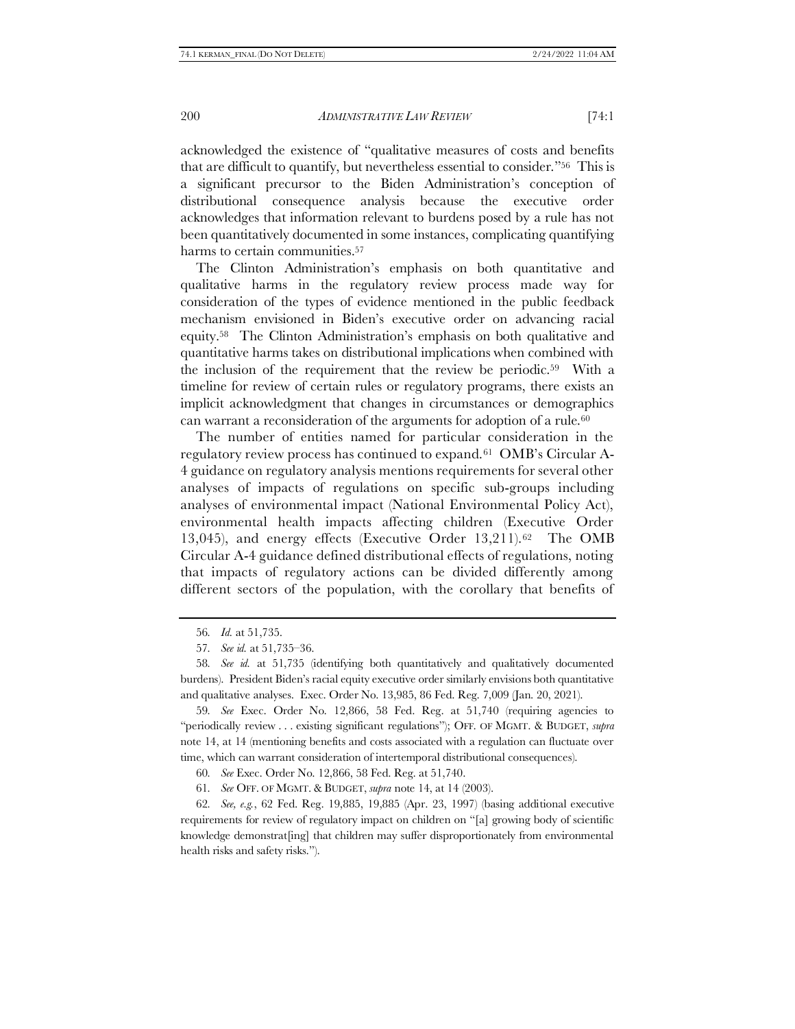acknowledged the existence of "qualitative measures of costs and benefits that are difficult to quantify, but nevertheless essential to consider."[56] This is a significant precursor to the Biden Administration's conception of distributional consequence analysis because the executive order acknowledges that information relevant to burdens posed by a rule has not been quantitatively documented in some instances, complicating quantifying harms to certain communities.[57]

The Clinton Administration's emphasis on both quantitative and qualitative harms in the regulatory review process made way for consideration of the types of evidence mentioned in the public feedback mechanism envisioned in Biden's executive order on advancing racial equity.[58] The Clinton Administration's emphasis on both qualitative and quantitative harms takes on distributional implications when combined with the inclusion of the requirement that the review be periodic.[59] With a timeline for review of certain rules or regulatory programs, there exists an implicit acknowledgment that changes in circumstances or demographics can warrant a reconsideration of the arguments for adoption of a rule.[60]

The number of entities named for particular consideration in the regulatory review process has continued to expand.[61] OMB's Circular A-4 guidance on regulatory analysis mentions requirements for several other analyses of impacts of regulations on specific sub-groups including analyses of environmental impact (National Environmental Policy Act), environmental health impacts affecting children (Executive Order 13,045), and energy effects (Executive Order 13,211).[62] The OMB Circular A-4 guidance defined distributional effects of regulations, noting that impacts of regulatory actions can be divided differently among different sectors of the population, with the corollary that benefits of

---

56. *Id.* at 51,735.

57. *See id.* at 51,735–36.

58. *See id.* at 51,735 (identifying both quantitatively and qualitatively documented burdens). President Biden's racial equity executive order similarly envisions both quantitative and qualitative analyses. Exec. Order No. 13,985, 86 Fed. Reg. 7,009 (Jan. 20, 2021).

59. *See* Exec. Order No. 12,866, 58 Fed. Reg. at 51,740 (requiring agencies to "periodically review . . . existing significant regulations"); OFF. OF MGMT. & BUDGET, *supra* note 14, at 14 (mentioning benefits and costs associated with a regulation can fluctuate over time, which can warrant consideration of intertemporal distributional consequences).

60. *See* Exec. Order No. 12,866, 58 Fed. Reg. at 51,740.

61. *See* OFF. OF MGMT. & BUDGET, *supra* note 14, at 14 (2003).

62. *See, e.g.*, 62 Fed. Reg. 19,885, 19,885 (Apr. 23, 1997) (basing additional executive requirements for review of regulatory impact on children on "[a] growing body of scientific knowledge demonstrat[ing] that children may suffer disproportionately from environmental health risks and safety risks.").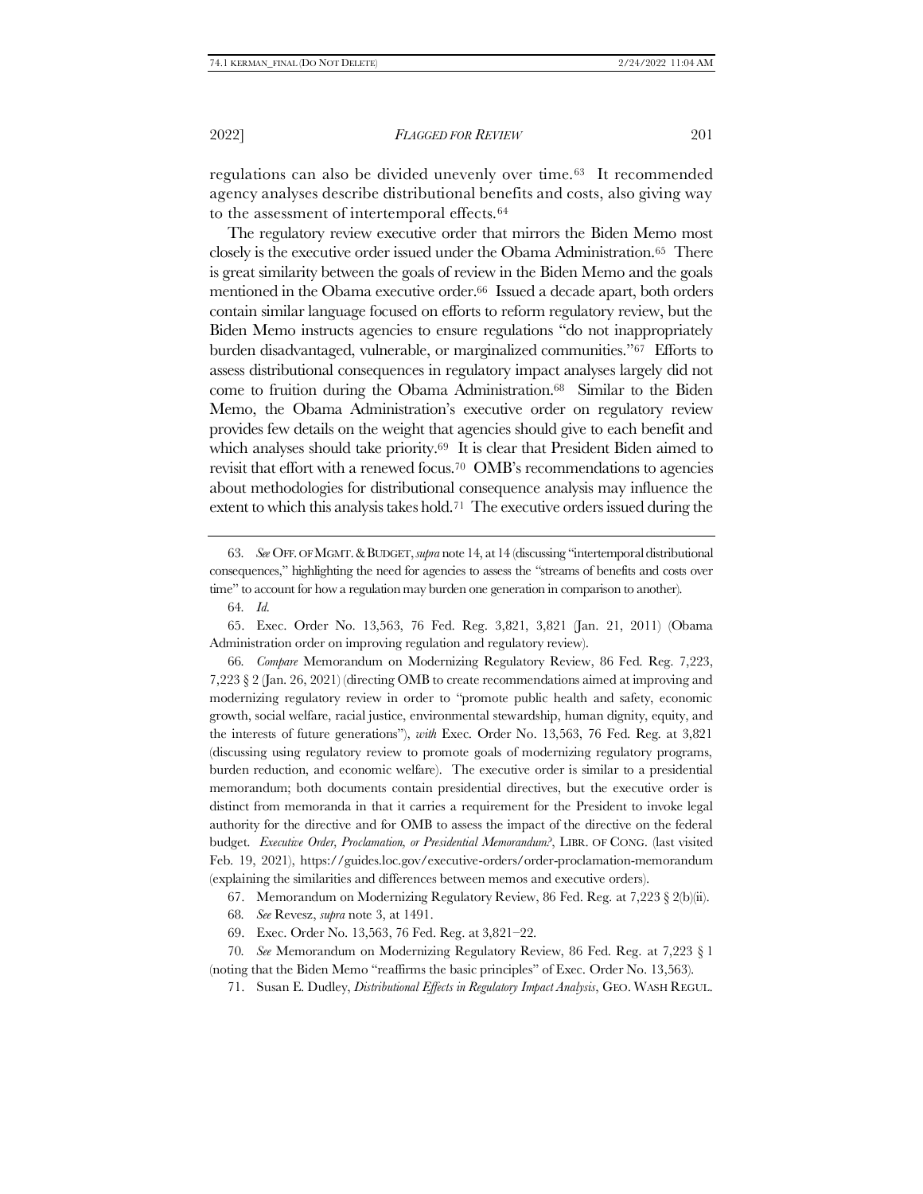regulations can also be divided unevenly over time.[63] It recommended agency analyses describe distributional benefits and costs, also giving way to the assessment of intertemporal effects.[64]

The regulatory review executive order that mirrors the Biden Memo most closely is the executive order issued under the Obama Administration.[65] There is great similarity between the goals of review in the Biden Memo and the goals mentioned in the Obama executive order.[66] Issued a decade apart, both orders contain similar language focused on efforts to reform regulatory review, but the Biden Memo instructs agencies to ensure regulations "do not inappropriately burden disadvantaged, vulnerable, or marginalized communities."[67] Efforts to assess distributional consequences in regulatory impact analyses largely did not come to fruition during the Obama Administration.[68] Similar to the Biden Memo, the Obama Administration's executive order on regulatory review provides few details on the weight that agencies should give to each benefit and which analyses should take priority.[69] It is clear that President Biden aimed to revisit that effort with a renewed focus.[70] OMB's recommendations to agencies about methodologies for distributional consequence analysis may influence the extent to which this analysis takes hold.[71] The executive orders issued during the

---

63. *See* OFF. OF MGMT. & BUDGET, *supra* note 14, at 14 (discussing "intertemporal distributional consequences," highlighting the need for agencies to assess the "streams of benefits and costs over time" to account for how a regulation may burden one generation in comparison to another).

64. *Id.*

65. Exec. Order No. 13,563, 76 Fed. Reg. 3,821, 3,821 (Jan. 21, 2011) (Obama Administration order on improving regulation and regulatory review).

66. *Compare* Memorandum on Modernizing Regulatory Review, 86 Fed. Reg. 7,223, 7,223 § 2 (Jan. 26, 2021) (directing OMB to create recommendations aimed at improving and modernizing regulatory review in order to "promote public health and safety, economic growth, social welfare, racial justice, environmental stewardship, human dignity, equity, and the interests of future generations"), *with* Exec. Order No. 13,563, 76 Fed. Reg. at 3,821 (discussing using regulatory review to promote goals of modernizing regulatory programs, burden reduction, and economic welfare). The executive order is similar to a presidential memorandum; both documents contain presidential directives, but the executive order is distinct from memoranda in that it carries a requirement for the President to invoke legal authority for the directive and for OMB to assess the impact of the directive on the federal budget. *Executive Order, Proclamation, or Presidential Memorandum?*, LIBR. OF CONG. (last visited Feb. 19, 2021), https://guides.loc.gov/executive-orders/order-proclamation-memorandum (explaining the similarities and differences between memos and executive orders).

67. Memorandum on Modernizing Regulatory Review, 86 Fed. Reg. at 7,223 § 2(b)(ii).

68. *See* Revesz, *supra* note 3, at 1491.

69. Exec. Order No. 13,563, 76 Fed. Reg. at 3,821–22.

70. *See* Memorandum on Modernizing Regulatory Review, 86 Fed. Reg. at 7,223 § 1 (noting that the Biden Memo "reaffirms the basic principles" of Exec. Order No. 13,563).

71. Susan E. Dudley, *Distributional Effects in Regulatory Impact Analysis*, GEO. WASH REGUL.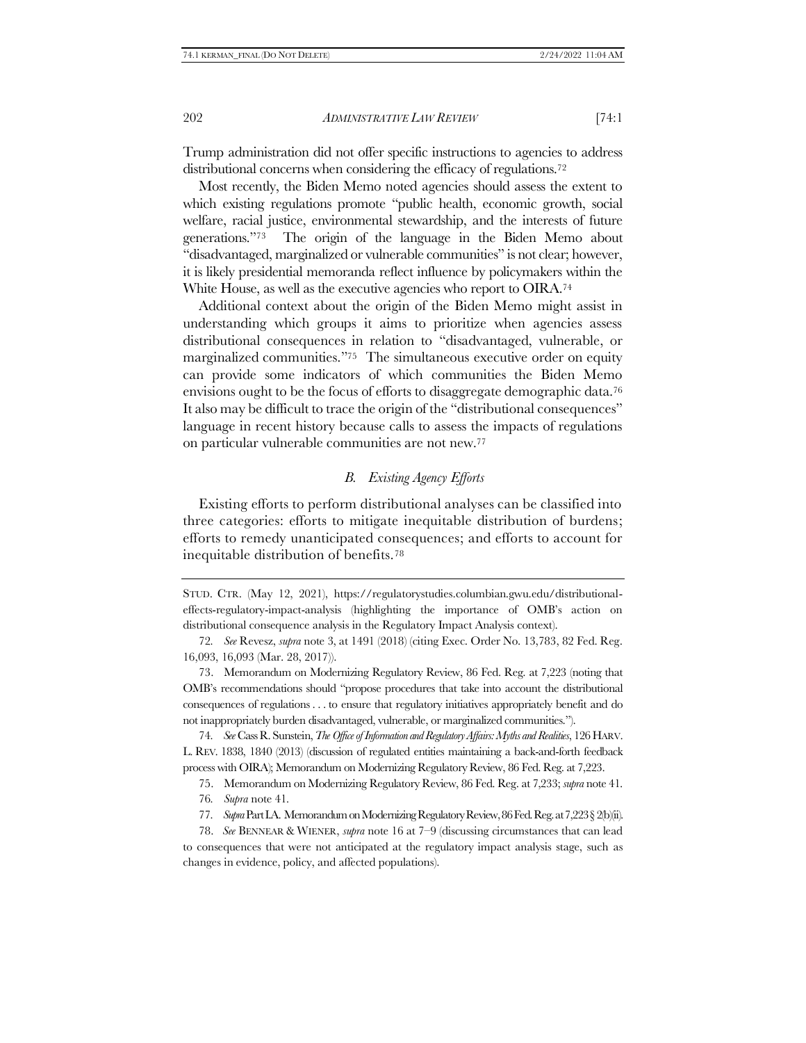Trump administration did not offer specific instructions to agencies to address distributional concerns when considering the efficacy of regulations.[72]

Most recently, the Biden Memo noted agencies should assess the extent to which existing regulations promote "public health, economic growth, social welfare, racial justice, environmental stewardship, and the interests of future generations."[73] The origin of the language in the Biden Memo about "disadvantaged, marginalized or vulnerable communities" is not clear; however, it is likely presidential memoranda reflect influence by policymakers within the White House, as well as the executive agencies who report to OIRA.[74]

Additional context about the origin of the Biden Memo might assist in understanding which groups it aims to prioritize when agencies assess distributional consequences in relation to "disadvantaged, vulnerable, or marginalized communities."[75] The simultaneous executive order on equity can provide some indicators of which communities the Biden Memo envisions ought to be the focus of efforts to disaggregate demographic data.[76] It also may be difficult to trace the origin of the "distributional consequences" language in recent history because calls to assess the impacts of regulations on particular vulnerable communities are not new.[77]

### *B. Existing Agency Efforts*

Existing efforts to perform distributional analyses can be classified into three categories: efforts to mitigate inequitable distribution of burdens; efforts to remedy unanticipated consequences; and efforts to account for inequitable distribution of benefits.[78]

---

STUD. CTR. (May 12, 2021), https://regulatorystudies.columbian.gwu.edu/distributional-effects-regulatory-impact-analysis (highlighting the importance of OMB's action on distributional consequence analysis in the Regulatory Impact Analysis context).

72. *See* Revesz, *supra* note 3, at 1491 (2018) (citing Exec. Order No. 13,783, 82 Fed. Reg. 16,093, 16,093 (Mar. 28, 2017)).

73. Memorandum on Modernizing Regulatory Review, 86 Fed. Reg. at 7,223 (noting that OMB's recommendations should "propose procedures that take into account the distributional consequences of regulations . . . to ensure that regulatory initiatives appropriately benefit and do not inappropriately burden disadvantaged, vulnerable, or marginalized communities.").

74. *See* Cass R. Sunstein, *The Office of Information and Regulatory Affairs: Myths and Realities*, 126 HARV. L. REV. 1838, 1840 (2013) (discussion of regulated entities maintaining a back-and-forth feedback process with OIRA); Memorandum on Modernizing Regulatory Review, 86 Fed. Reg. at 7,223.

75. Memorandum on Modernizing Regulatory Review, 86 Fed. Reg. at 7,233; *supra* note 41.

76. *Supra* note 41.

77. *Supra* Part I.A. Memorandum on Modernizing Regulatory Review, 86 Fed. Reg. at 7,223 § 2(b)(ii).

78. *See* BENNEAR & WIENER, *supra* note 16 at 7–9 (discussing circumstances that can lead to consequences that were not anticipated at the regulatory impact analysis stage, such as changes in evidence, policy, and affected populations).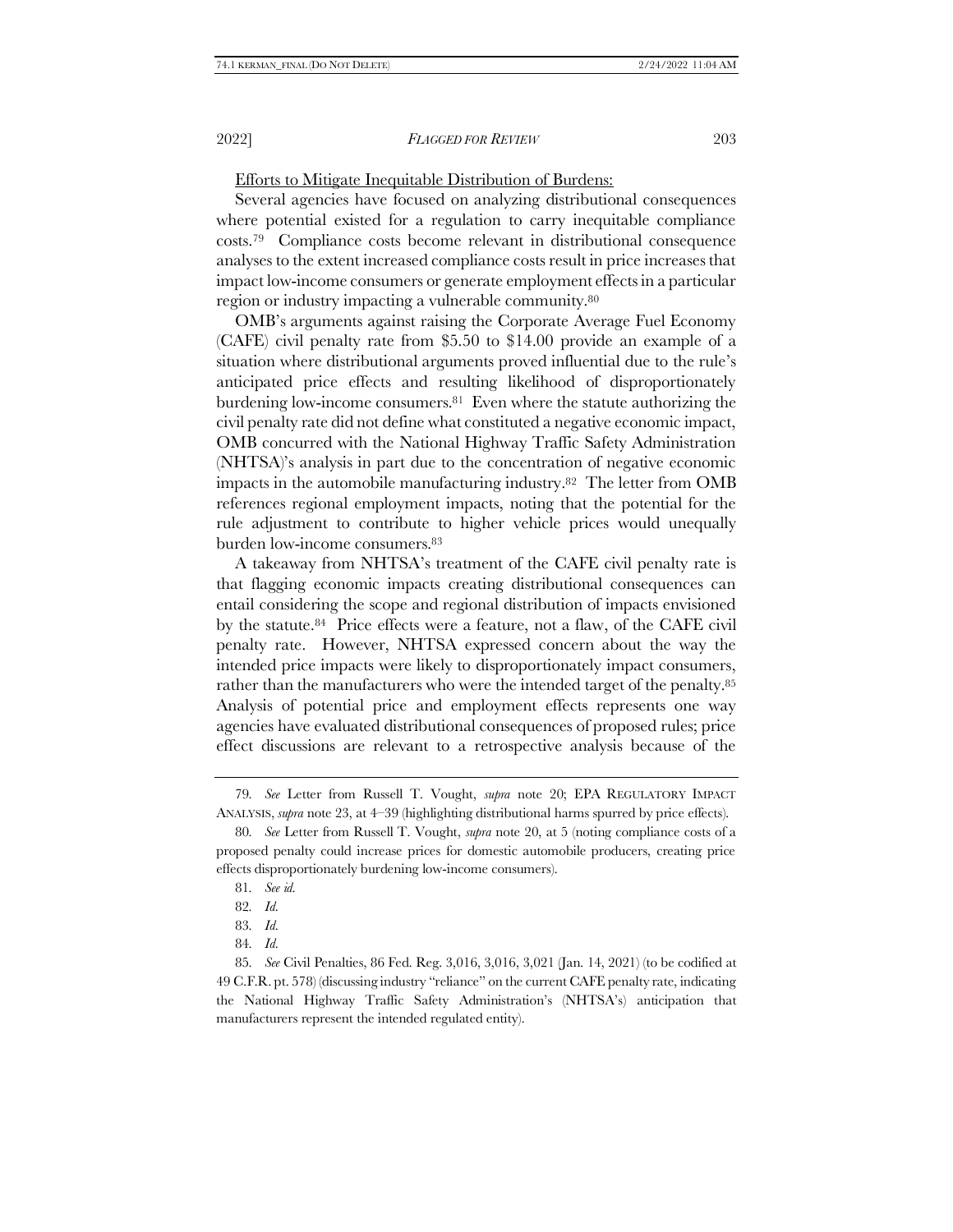Efforts to Mitigate Inequitable Distribution of Burdens:

Several agencies have focused on analyzing distributional consequences where potential existed for a regulation to carry inequitable compliance costs.[79] Compliance costs become relevant in distributional consequence analyses to the extent increased compliance costs result in price increases that impact low-income consumers or generate employment effects in a particular region or industry impacting a vulnerable community.[80]

OMB's arguments against raising the Corporate Average Fuel Economy (CAFE) civil penalty rate from $5.50 to $14.00 provide an example of a situation where distributional arguments proved influential due to the rule's anticipated price effects and resulting likelihood of disproportionately burdening low-income consumers.[81] Even where the statute authorizing the civil penalty rate did not define what constituted a negative economic impact, OMB concurred with the National Highway Traffic Safety Administration (NHTSA)'s analysis in part due to the concentration of negative economic impacts in the automobile manufacturing industry.[82] The letter from OMB references regional employment impacts, noting that the potential for the rule adjustment to contribute to higher vehicle prices would unequally burden low-income consumers.[83]

A takeaway from NHTSA's treatment of the CAFE civil penalty rate is that flagging economic impacts creating distributional consequences can entail considering the scope and regional distribution of impacts envisioned by the statute.[84] Price effects were a feature, not a flaw, of the CAFE civil penalty rate. However, NHTSA expressed concern about the way the intended price impacts were likely to disproportionately impact consumers, rather than the manufacturers who were the intended target of the penalty.[85] Analysis of potential price and employment effects represents one way agencies have evaluated distributional consequences of proposed rules; price effect discussions are relevant to a retrospective analysis because of the

---

79. *See* Letter from Russell T. Vought, *supra* note 20; EPA REGULATORY IMPACT ANALYSIS, *supra* note 23, at 4–39 (highlighting distributional harms spurred by price effects).

80. *See* Letter from Russell T. Vought, *supra* note 20, at 5 (noting compliance costs of a proposed penalty could increase prices for domestic automobile producers, creating price effects disproportionately burdening low-income consumers).

81. *See id.*

82. *Id.*

83. *Id.*

84. *Id.*

85. *See* Civil Penalties, 86 Fed. Reg. 3,016, 3,016, 3,021 (Jan. 14, 2021) (to be codified at 49 C.F.R. pt. 578) (discussing industry "reliance" on the current CAFE penalty rate, indicating the National Highway Traffic Safety Administration's (NHTSA's) anticipation that manufacturers represent the intended regulated entity).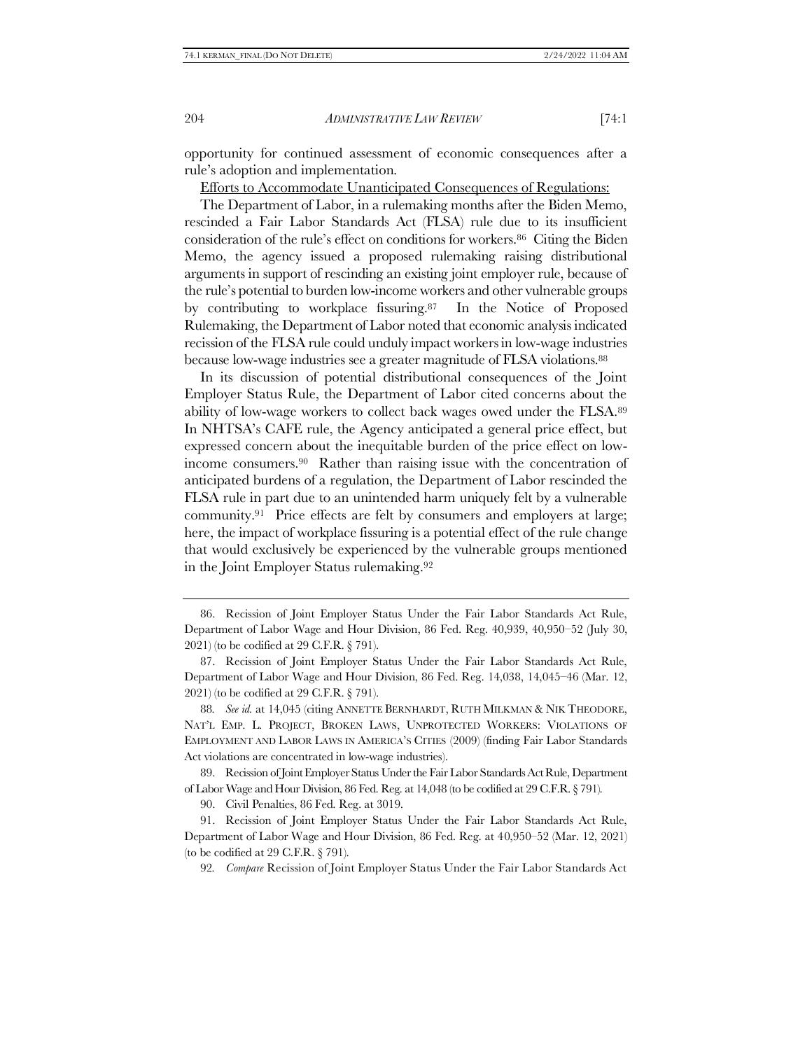opportunity for continued assessment of economic consequences after a rule's adoption and implementation.

Efforts to Accommodate Unanticipated Consequences of Regulations:

The Department of Labor, in a rulemaking months after the Biden Memo, rescinded a Fair Labor Standards Act (FLSA) rule due to its insufficient consideration of the rule's effect on conditions for workers.[86] Citing the Biden Memo, the agency issued a proposed rulemaking raising distributional arguments in support of rescinding an existing joint employer rule, because of the rule's potential to burden low-income workers and other vulnerable groups by contributing to workplace fissuring.[87] In the Notice of Proposed Rulemaking, the Department of Labor noted that economic analysis indicated recission of the FLSA rule could unduly impact workers in low-wage industries because low-wage industries see a greater magnitude of FLSA violations.[88]

In its discussion of potential distributional consequences of the Joint Employer Status Rule, the Department of Labor cited concerns about the ability of low-wage workers to collect back wages owed under the FLSA.[89] In NHTSA's CAFE rule, the Agency anticipated a general price effect, but expressed concern about the inequitable burden of the price effect on low-income consumers.[90] Rather than raising issue with the concentration of anticipated burdens of a regulation, the Department of Labor rescinded the FLSA rule in part due to an unintended harm uniquely felt by a vulnerable community.[91] Price effects are felt by consumers and employers at large; here, the impact of workplace fissuring is a potential effect of the rule change that would exclusively be experienced by the vulnerable groups mentioned in the Joint Employer Status rulemaking.[92]

---

86. Recission of Joint Employer Status Under the Fair Labor Standards Act Rule, Department of Labor Wage and Hour Division, 86 Fed. Reg. 40,939, 40,950–52 (July 30, 2021) (to be codified at 29 C.F.R. § 791).

87. Recission of Joint Employer Status Under the Fair Labor Standards Act Rule, Department of Labor Wage and Hour Division, 86 Fed. Reg. 14,038, 14,045–46 (Mar. 12, 2021) (to be codified at 29 C.F.R. § 791).

88. *See id.* at 14,045 (citing ANNETTE BERNHARDT, RUTH MILKMAN & NIK THEODORE, NAT'L EMP. L. PROJECT, BROKEN LAWS, UNPROTECTED WORKERS: VIOLATIONS OF EMPLOYMENT AND LABOR LAWS IN AMERICA'S CITIES (2009) (finding Fair Labor Standards Act violations are concentrated in low-wage industries).

89. Recission of Joint Employer Status Under the Fair Labor Standards Act Rule, Department of Labor Wage and Hour Division, 86 Fed. Reg. at 14,048 (to be codified at 29 C.F.R. § 791).

90. Civil Penalties, 86 Fed. Reg. at 3019.

91. Recission of Joint Employer Status Under the Fair Labor Standards Act Rule, Department of Labor Wage and Hour Division, 86 Fed. Reg. at 40,950–52 (Mar. 12, 2021) (to be codified at 29 C.F.R. § 791).

92. *Compare* Recission of Joint Employer Status Under the Fair Labor Standards Act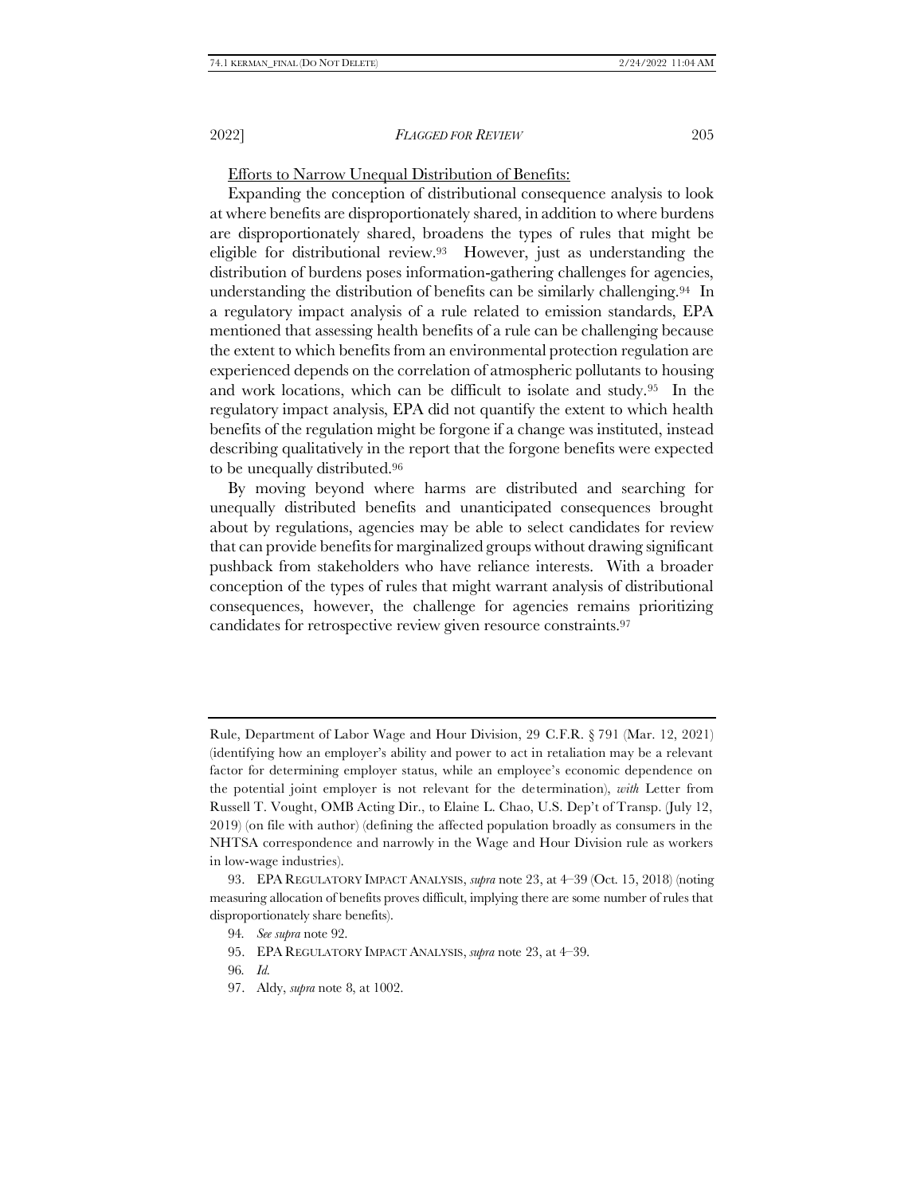<u>Efforts to Narrow Unequal Distribution of Benefits:</u>

Expanding the conception of distributional consequence analysis to look at where benefits are disproportionately shared, in addition to where burdens are disproportionately shared, broadens the types of rules that might be eligible for distributional review.[93] However, just as understanding the distribution of burdens poses information-gathering challenges for agencies, understanding the distribution of benefits can be similarly challenging.[94] In a regulatory impact analysis of a rule related to emission standards, EPA mentioned that assessing health benefits of a rule can be challenging because the extent to which benefits from an environmental protection regulation are experienced depends on the correlation of atmospheric pollutants to housing and work locations, which can be difficult to isolate and study.[95] In the regulatory impact analysis, EPA did not quantify the extent to which health benefits of the regulation might be forgone if a change was instituted, instead describing qualitatively in the report that the forgone benefits were expected to be unequally distributed.[96]

By moving beyond where harms are distributed and searching for unequally distributed benefits and unanticipated consequences brought about by regulations, agencies may be able to select candidates for review that can provide benefits for marginalized groups without drawing significant pushback from stakeholders who have reliance interests. With a broader conception of the types of rules that might warrant analysis of distributional consequences, however, the challenge for agencies remains prioritizing candidates for retrospective review given resource constraints.[97]

---

Rule, Department of Labor Wage and Hour Division, 29 C.F.R. § 791 (Mar. 12, 2021) (identifying how an employer's ability and power to act in retaliation may be a relevant factor for determining employer status, while an employee's economic dependence on the potential joint employer is not relevant for the determination), *with* Letter from Russell T. Vought, OMB Acting Dir., to Elaine L. Chao, U.S. Dep't of Transp. (July 12, 2019) (on file with author) (defining the affected population broadly as consumers in the NHTSA correspondence and narrowly in the Wage and Hour Division rule as workers in low-wage industries).

93. EPA REGULATORY IMPACT ANALYSIS, *supra* note 23, at 4–39 (Oct. 15, 2018) (noting measuring allocation of benefits proves difficult, implying there are some number of rules that disproportionately share benefits).

94. *See supra* note 92.

95. EPA REGULATORY IMPACT ANALYSIS, *supra* note 23, at 4–39.

96. *Id.*

97. Aldy, *supra* note 8, at 1002.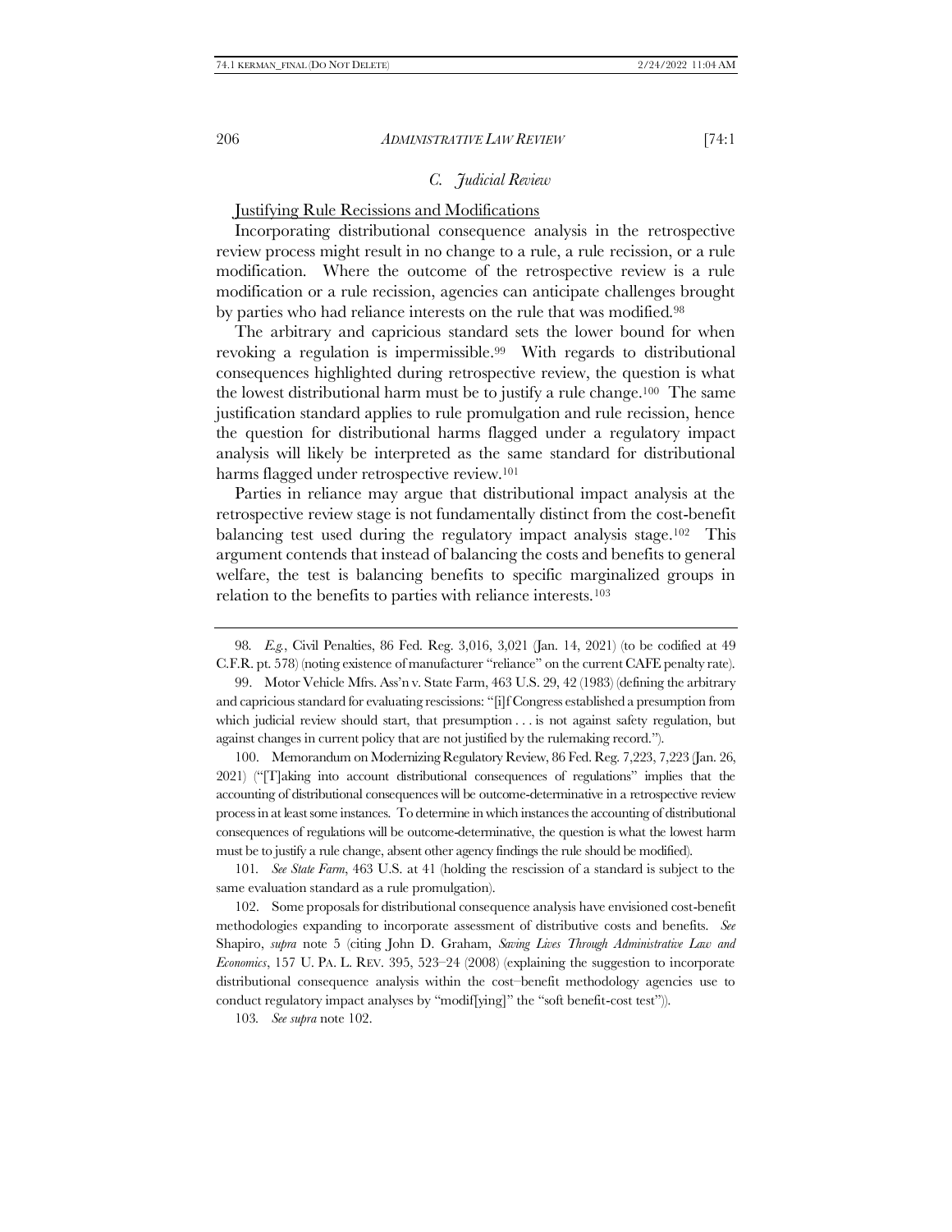### *C. Judicial Review*

Justifying Rule Recissions and Modifications

Incorporating distributional consequence analysis in the retrospective review process might result in no change to a rule, a rule recission, or a rule modification. Where the outcome of the retrospective review is a rule modification or a rule recission, agencies can anticipate challenges brought by parties who had reliance interests on the rule that was modified.[98]

The arbitrary and capricious standard sets the lower bound for when revoking a regulation is impermissible.[99] With regards to distributional consequences highlighted during retrospective review, the question is what the lowest distributional harm must be to justify a rule change.[100] The same justification standard applies to rule promulgation and rule recission, hence the question for distributional harms flagged under a regulatory impact analysis will likely be interpreted as the same standard for distributional harms flagged under retrospective review.[101]

Parties in reliance may argue that distributional impact analysis at the retrospective review stage is not fundamentally distinct from the cost-benefit balancing test used during the regulatory impact analysis stage.[102] This argument contends that instead of balancing the costs and benefits to general welfare, the test is balancing benefits to specific marginalized groups in relation to the benefits to parties with reliance interests.[103]

---

98. *E.g.*, Civil Penalties, 86 Fed. Reg. 3,016, 3,021 (Jan. 14, 2021) (to be codified at 49 C.F.R. pt. 578) (noting existence of manufacturer "reliance" on the current CAFE penalty rate).

99. Motor Vehicle Mfrs. Ass'n v. State Farm, 463 U.S. 29, 42 (1983) (defining the arbitrary and capricious standard for evaluating rescissions: "[i]f Congress established a presumption from which judicial review should start, that presumption . . . is not against safety regulation, but against changes in current policy that are not justified by the rulemaking record.").

100. Memorandum on Modernizing Regulatory Review, 86 Fed. Reg. 7,223, 7,223 (Jan. 26, 2021) ("[T]aking into account distributional consequences of regulations" implies that the accounting of distributional consequences will be outcome-determinative in a retrospective review process in at least some instances. To determine in which instances the accounting of distributional consequences of regulations will be outcome-determinative, the question is what the lowest harm must be to justify a rule change, absent other agency findings the rule should be modified).

101. *See State Farm*, 463 U.S. at 41 (holding the rescission of a standard is subject to the same evaluation standard as a rule promulgation).

102. Some proposals for distributional consequence analysis have envisioned cost-benefit methodologies expanding to incorporate assessment of distributive costs and benefits. *See* Shapiro, *supra* note 5 (citing John D. Graham, *Saving Lives Through Administrative Law and Economics*, 157 U. PA. L. REV. 395, 523–24 (2008) (explaining the suggestion to incorporate distributional consequence analysis within the cost–benefit methodology agencies use to conduct regulatory impact analyses by "modif[ying]" the "soft benefit-cost test")).

103. *See supra* note 102.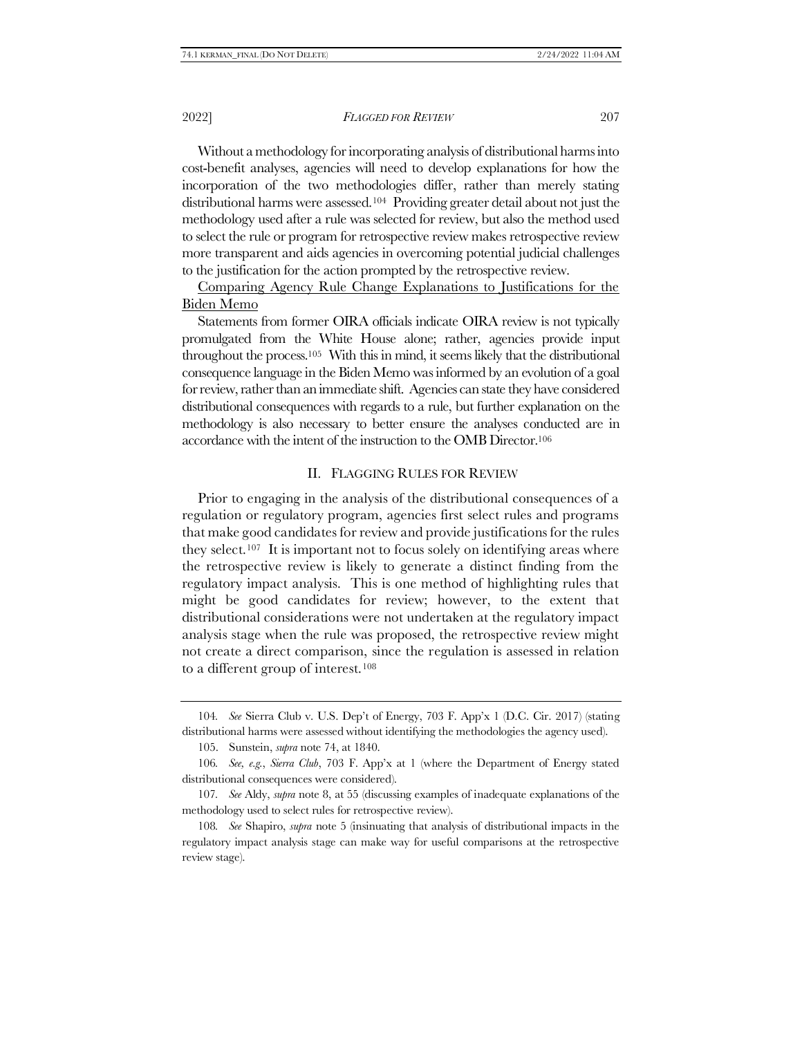Without a methodology for incorporating analysis of distributional harms into cost-benefit analyses, agencies will need to develop explanations for how the incorporation of the two methodologies differ, rather than merely stating distributional harms were assessed.[104] Providing greater detail about not just the methodology used after a rule was selected for review, but also the method used to select the rule or program for retrospective review makes retrospective review more transparent and aids agencies in overcoming potential judicial challenges to the justification for the action prompted by the retrospective review.

Comparing Agency Rule Change Explanations to Justifications for the Biden Memo

Statements from former OIRA officials indicate OIRA review is not typically promulgated from the White House alone; rather, agencies provide input throughout the process.[105] With this in mind, it seems likely that the distributional consequence language in the Biden Memo was informed by an evolution of a goal for review, rather than an immediate shift. Agencies can state they have considered distributional consequences with regards to a rule, but further explanation on the methodology is also necessary to better ensure the analyses conducted are in accordance with the intent of the instruction to the OMB Director.[106]

## II. Flagging Rules for Review

Prior to engaging in the analysis of the distributional consequences of a regulation or regulatory program, agencies first select rules and programs that make good candidates for review and provide justifications for the rules they select.[107] It is important not to focus solely on identifying areas where the retrospective review is likely to generate a distinct finding from the regulatory impact analysis. This is one method of highlighting rules that might be good candidates for review; however, to the extent that distributional considerations were not undertaken at the regulatory impact analysis stage when the rule was proposed, the retrospective review might not create a direct comparison, since the regulation is assessed in relation to a different group of interest.[108]

---

104. *See* Sierra Club v. U.S. Dep't of Energy, 703 F. App'x 1 (D.C. Cir. 2017) (stating distributional harms were assessed without identifying the methodologies the agency used).

105. Sunstein, *supra* note 74, at 1840.

106. *See, e.g.*, *Sierra Club*, 703 F. App'x at 1 (where the Department of Energy stated distributional consequences were considered).

107. *See* Aldy, *supra* note 8, at 55 (discussing examples of inadequate explanations of the methodology used to select rules for retrospective review).

108. *See* Shapiro, *supra* note 5 (insinuating that analysis of distributional impacts in the regulatory impact analysis stage can make way for useful comparisons at the retrospective review stage).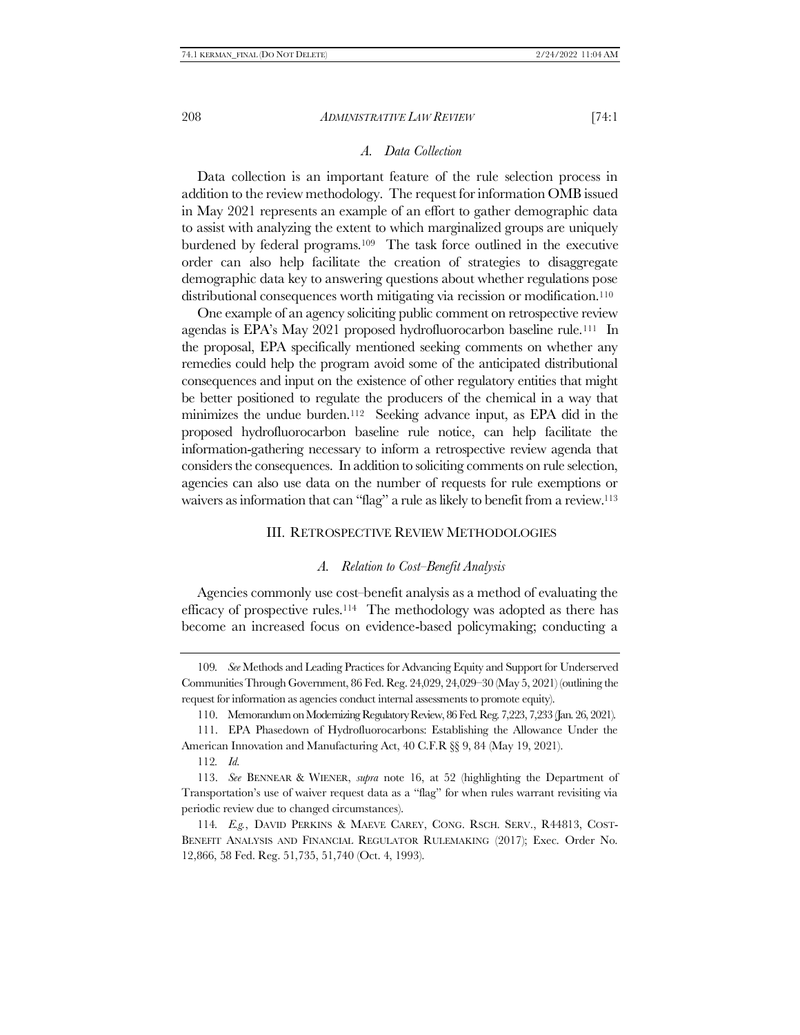### *A. Data Collection*

Data collection is an important feature of the rule selection process in addition to the review methodology. The request for information OMB issued in May 2021 represents an example of an effort to gather demographic data to assist with analyzing the extent to which marginalized groups are uniquely burdened by federal programs.[109] The task force outlined in the executive order can also help facilitate the creation of strategies to disaggregate demographic data key to answering questions about whether regulations pose distributional consequences worth mitigating via recission or modification.[110]

One example of an agency soliciting public comment on retrospective review agendas is EPA's May 2021 proposed hydrofluorocarbon baseline rule.[111] In the proposal, EPA specifically mentioned seeking comments on whether any remedies could help the program avoid some of the anticipated distributional consequences and input on the existence of other regulatory entities that might be better positioned to regulate the producers of the chemical in a way that minimizes the undue burden.[112] Seeking advance input, as EPA did in the proposed hydrofluorocarbon baseline rule notice, can help facilitate the information-gathering necessary to inform a retrospective review agenda that considers the consequences. In addition to soliciting comments on rule selection, agencies can also use data on the number of requests for rule exemptions or waivers as information that can "flag" a rule as likely to benefit from a review.[113]

## III. RETROSPECTIVE REVIEW METHODOLOGIES

### *A. Relation to Cost–Benefit Analysis*

Agencies commonly use cost–benefit analysis as a method of evaluating the efficacy of prospective rules.[114] The methodology was adopted as there has become an increased focus on evidence-based policymaking; conducting a

---

109. *See* Methods and Leading Practices for Advancing Equity and Support for Underserved Communities Through Government, 86 Fed. Reg. 24,029, 24,029–30 (May 5, 2021) (outlining the request for information as agencies conduct internal assessments to promote equity).

110. Memorandum on Modernizing Regulatory Review, 86 Fed. Reg. 7,223, 7,233 (Jan. 26, 2021).

111. EPA Phasedown of Hydrofluorocarbons: Establishing the Allowance Under the American Innovation and Manufacturing Act, 40 C.F.R §§ 9, 84 (May 19, 2021).

112. *Id.*

113. *See* BENNEAR & WIENER, *supra* note 16, at 52 (highlighting the Department of Transportation's use of waiver request data as a "flag" for when rules warrant revisiting via periodic review due to changed circumstances).

114. *E.g.*, DAVID PERKINS & MAEVE CAREY, CONG. RSCH. SERV., R44813, COST-BENEFIT ANALYSIS AND FINANCIAL REGULATOR RULEMAKING (2017); Exec. Order No. 12,866, 58 Fed. Reg. 51,735, 51,740 (Oct. 4, 1993).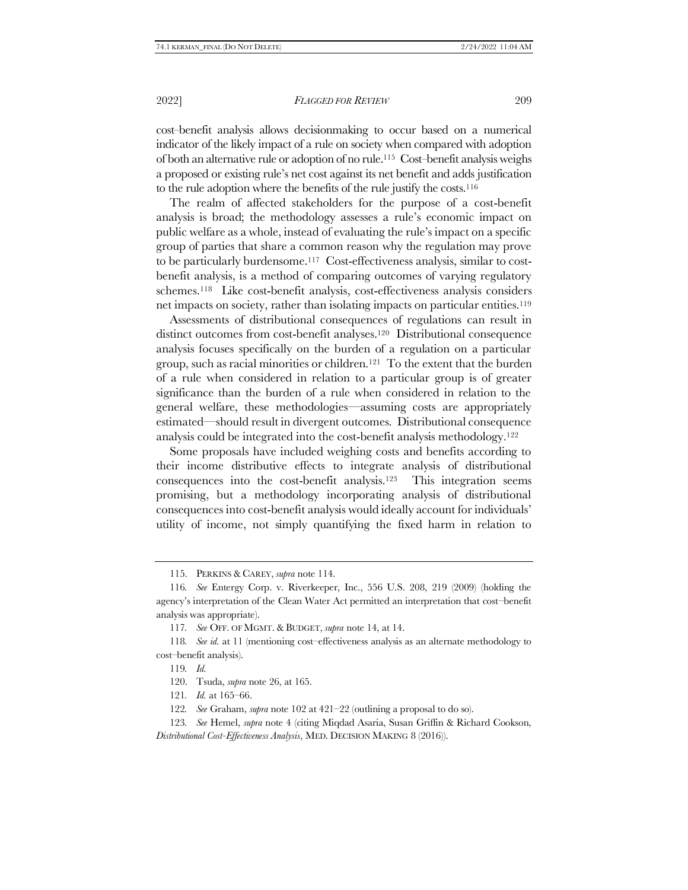cost–benefit analysis allows decisionmaking to occur based on a numerical indicator of the likely impact of a rule on society when compared with adoption of both an alternative rule or adoption of no rule.[115] Cost–benefit analysis weighs a proposed or existing rule's net cost against its net benefit and adds justification to the rule adoption where the benefits of the rule justify the costs.[116]

The realm of affected stakeholders for the purpose of a cost-benefit analysis is broad; the methodology assesses a rule's economic impact on public welfare as a whole, instead of evaluating the rule's impact on a specific group of parties that share a common reason why the regulation may prove to be particularly burdensome.[117] Cost-effectiveness analysis, similar to cost-benefit analysis, is a method of comparing outcomes of varying regulatory schemes.[118] Like cost-benefit analysis, cost-effectiveness analysis considers net impacts on society, rather than isolating impacts on particular entities.[119]

Assessments of distributional consequences of regulations can result in distinct outcomes from cost-benefit analyses.[120] Distributional consequence analysis focuses specifically on the burden of a regulation on a particular group, such as racial minorities or children.[121] To the extent that the burden of a rule when considered in relation to a particular group is of greater significance than the burden of a rule when considered in relation to the general welfare, these methodologies—assuming costs are appropriately estimated—should result in divergent outcomes. Distributional consequence analysis could be integrated into the cost-benefit analysis methodology.[122]

Some proposals have included weighing costs and benefits according to their income distributive effects to integrate analysis of distributional consequences into the cost-benefit analysis.[123] This integration seems promising, but a methodology incorporating analysis of distributional consequences into cost-benefit analysis would ideally account for individuals' utility of income, not simply quantifying the fixed harm in relation to

---

115. PERKINS & CAREY, *supra* note 114.

116. *See* Entergy Corp. v. Riverkeeper, Inc., 556 U.S. 208, 219 (2009) (holding the agency's interpretation of the Clean Water Act permitted an interpretation that cost–benefit analysis was appropriate).

117. *See* OFF. OF MGMT. & BUDGET, *supra* note 14, at 14.

118. *See id.* at 11 (mentioning cost–effectiveness analysis as an alternate methodology to cost–benefit analysis).

119. *Id.*

120. Tsuda, *supra* note 26, at 165.

121. *Id.* at 165–66.

122. *See* Graham, *supra* note 102 at 421–22 (outlining a proposal to do so).

123. *See* Hemel, *supra* note 4 (citing Miqdad Asaria, Susan Griffin & Richard Cookson, *Distributional Cost-Effectiveness Analysis*, MED. DECISION MAKING 8 (2016)).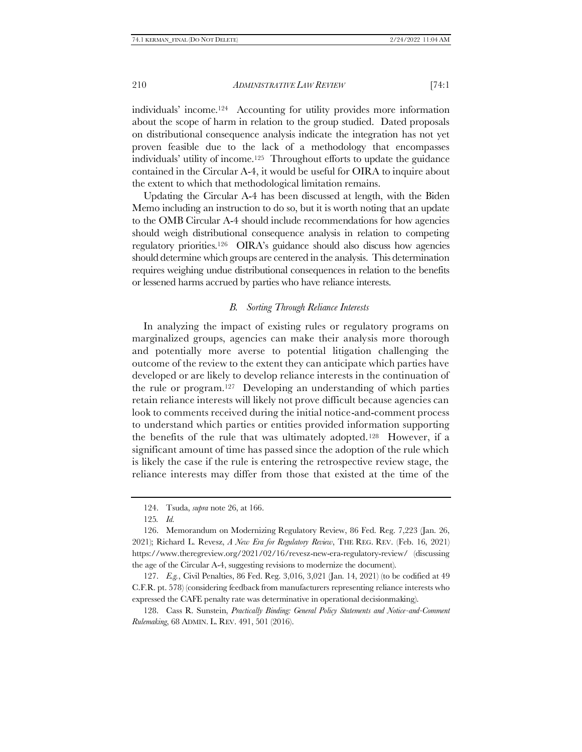individuals' income.[124] Accounting for utility provides more information about the scope of harm in relation to the group studied. Dated proposals on distributional consequence analysis indicate the integration has not yet proven feasible due to the lack of a methodology that encompasses individuals' utility of income.[125] Throughout efforts to update the guidance contained in the Circular A-4, it would be useful for OIRA to inquire about the extent to which that methodological limitation remains.

Updating the Circular A-4 has been discussed at length, with the Biden Memo including an instruction to do so, but it is worth noting that an update to the OMB Circular A-4 should include recommendations for how agencies should weigh distributional consequence analysis in relation to competing regulatory priorities.[126] OIRA's guidance should also discuss how agencies should determine which groups are centered in the analysis. This determination requires weighing undue distributional consequences in relation to the benefits or lessened harms accrued by parties who have reliance interests.

### *B. Sorting Through Reliance Interests*

In analyzing the impact of existing rules or regulatory programs on marginalized groups, agencies can make their analysis more thorough and potentially more averse to potential litigation challenging the outcome of the review to the extent they can anticipate which parties have developed or are likely to develop reliance interests in the continuation of the rule or program.[127] Developing an understanding of which parties retain reliance interests will likely not prove difficult because agencies can look to comments received during the initial notice-and-comment process to understand which parties or entities provided information supporting the benefits of the rule that was ultimately adopted.[128] However, if a significant amount of time has passed since the adoption of the rule which is likely the case if the rule is entering the retrospective review stage, the reliance interests may differ from those that existed at the time of the

---

124. Tsuda, *supra* note 26, at 166.

125. *Id.*

126. Memorandum on Modernizing Regulatory Review, 86 Fed. Reg. 7,223 (Jan. 26, 2021); Richard L. Revesz, *A New Era for Regulatory Review*, THE REG. REV. (Feb. 16, 2021) https://www.theregreview.org/2021/02/16/revesz-new-era-regulatory-review/ (discussing the age of the Circular A-4, suggesting revisions to modernize the document).

127. *E.g.*, Civil Penalties, 86 Fed. Reg. 3,016, 3,021 (Jan. 14, 2021) (to be codified at 49 C.F.R. pt. 578) (considering feedback from manufacturers representing reliance interests who expressed the CAFE penalty rate was determinative in operational decisionmaking).

128. Cass R. Sunstein, *Practically Binding: General Policy Statements and Notice-and-Comment Rulemaking*, 68 ADMIN. L. REV. 491, 501 (2016).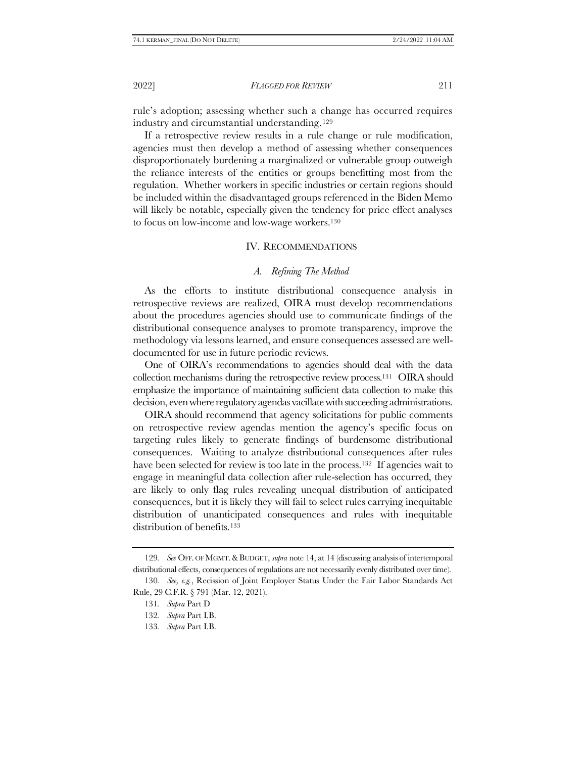rule's adoption; assessing whether such a change has occurred requires industry and circumstantial understanding.[129]

If a retrospective review results in a rule change or rule modification, agencies must then develop a method of assessing whether consequences disproportionately burdening a marginalized or vulnerable group outweigh the reliance interests of the entities or groups benefitting most from the regulation. Whether workers in specific industries or certain regions should be included within the disadvantaged groups referenced in the Biden Memo will likely be notable, especially given the tendency for price effect analyses to focus on low-income and low-wage workers.[130]

## IV. RECOMMENDATIONS

### *A. Refining The Method*

As the efforts to institute distributional consequence analysis in retrospective reviews are realized, OIRA must develop recommendations about the procedures agencies should use to communicate findings of the distributional consequence analyses to promote transparency, improve the methodology via lessons learned, and ensure consequences assessed are well-documented for use in future periodic reviews.

One of OIRA's recommendations to agencies should deal with the data collection mechanisms during the retrospective review process.[131] OIRA should emphasize the importance of maintaining sufficient data collection to make this decision, even where regulatory agendas vacillate with succeeding administrations.

OIRA should recommend that agency solicitations for public comments on retrospective review agendas mention the agency's specific focus on targeting rules likely to generate findings of burdensome distributional consequences. Waiting to analyze distributional consequences after rules have been selected for review is too late in the process.[132] If agencies wait to engage in meaningful data collection after rule-selection has occurred, they are likely to only flag rules revealing unequal distribution of anticipated consequences, but it is likely they will fail to select rules carrying inequitable distribution of unanticipated consequences and rules with inequitable distribution of benefits.[133]

---

129. *See* OFF. OF MGMT. & BUDGET, *supra* note 14, at 14 (discussing analysis of intertemporal distributional effects, consequences of regulations are not necessarily evenly distributed over time).

130. *See, e.g.*, Recission of Joint Employer Status Under the Fair Labor Standards Act Rule, 29 C.F.R. § 791 (Mar. 12, 2021).

131. *Supra* Part D

132. *Supra* Part I.B.

133. *Supra* Part I.B.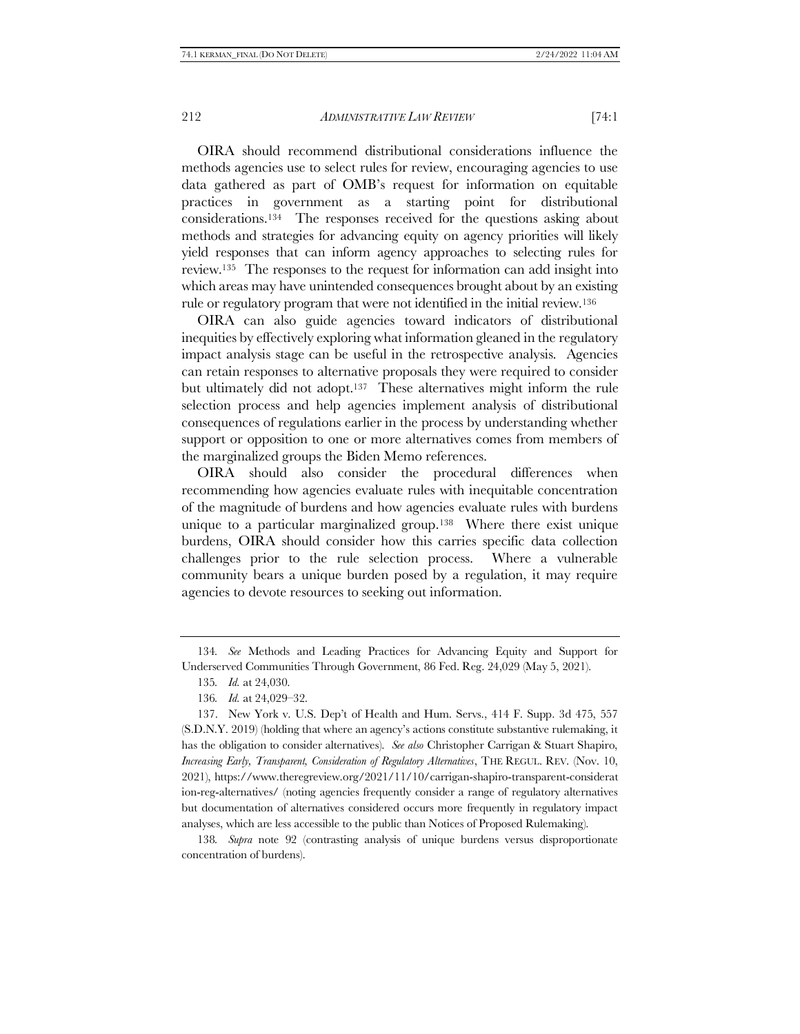OIRA should recommend distributional considerations influence the methods agencies use to select rules for review, encouraging agencies to use data gathered as part of OMB's request for information on equitable practices in government as a starting point for distributional considerations.[134] The responses received for the questions asking about methods and strategies for advancing equity on agency priorities will likely yield responses that can inform agency approaches to selecting rules for review.[135] The responses to the request for information can add insight into which areas may have unintended consequences brought about by an existing rule or regulatory program that were not identified in the initial review.[136]

OIRA can also guide agencies toward indicators of distributional inequities by effectively exploring what information gleaned in the regulatory impact analysis stage can be useful in the retrospective analysis. Agencies can retain responses to alternative proposals they were required to consider but ultimately did not adopt.[137] These alternatives might inform the rule selection process and help agencies implement analysis of distributional consequences of regulations earlier in the process by understanding whether support or opposition to one or more alternatives comes from members of the marginalized groups the Biden Memo references.

OIRA should also consider the procedural differences when recommending how agencies evaluate rules with inequitable concentration of the magnitude of burdens and how agencies evaluate rules with burdens unique to a particular marginalized group.[138] Where there exist unique burdens, OIRA should consider how this carries specific data collection challenges prior to the rule selection process. Where a vulnerable community bears a unique burden posed by a regulation, it may require agencies to devote resources to seeking out information.

---

134. *See* Methods and Leading Practices for Advancing Equity and Support for Underserved Communities Through Government, 86 Fed. Reg. 24,029 (May 5, 2021).

135. *Id.* at 24,030.

136. *Id.* at 24,029–32.

137. New York v. U.S. Dep't of Health and Hum. Servs., 414 F. Supp. 3d 475, 557 (S.D.N.Y. 2019) (holding that where an agency's actions constitute substantive rulemaking, it has the obligation to consider alternatives). *See also* Christopher Carrigan & Stuart Shapiro, *Increasing Early, Transparent, Consideration of Regulatory Alternatives*, THE REGUL. REV. (Nov. 10, 2021), https://www.theregreview.org/2021/11/10/carrigan-shapiro-transparent-consideration-reg-alternatives/ (noting agencies frequently consider a range of regulatory alternatives but documentation of alternatives considered occurs more frequently in regulatory impact analyses, which are less accessible to the public than Notices of Proposed Rulemaking).

138. *Supra* note 92 (contrasting analysis of unique burdens versus disproportionate concentration of burdens).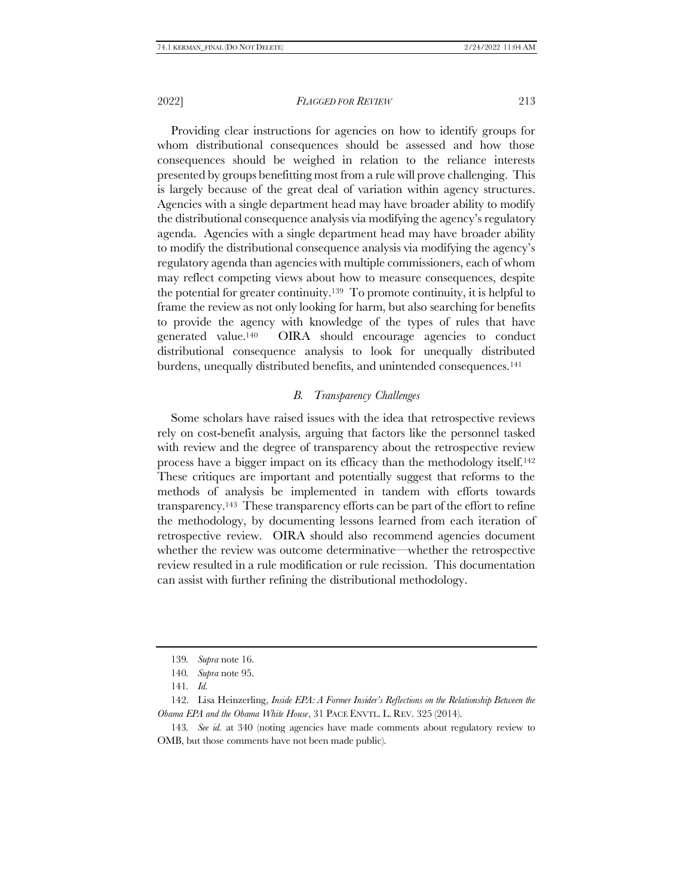Providing clear instructions for agencies on how to identify groups for whom distributional consequences should be assessed and how those consequences should be weighed in relation to the reliance interests presented by groups benefitting most from a rule will prove challenging. This is largely because of the great deal of variation within agency structures. Agencies with a single department head may have broader ability to modify the distributional consequence analysis via modifying the agency's regulatory agenda. Agencies with a single department head may have broader ability to modify the distributional consequence analysis via modifying the agency's regulatory agenda than agencies with multiple commissioners, each of whom may reflect competing views about how to measure consequences, despite the potential for greater continuity.[139] To promote continuity, it is helpful to frame the review as not only looking for harm, but also searching for benefits to provide the agency with knowledge of the types of rules that have generated value.[140] OIRA should encourage agencies to conduct distributional consequence analysis to look for unequally distributed burdens, unequally distributed benefits, and unintended consequences.[141]

### *B. Transparency Challenges*

Some scholars have raised issues with the idea that retrospective reviews rely on cost-benefit analysis, arguing that factors like the personnel tasked with review and the degree of transparency about the retrospective review process have a bigger impact on its efficacy than the methodology itself.[142] These critiques are important and potentially suggest that reforms to the methods of analysis be implemented in tandem with efforts towards transparency.[143] These transparency efforts can be part of the effort to refine the methodology, by documenting lessons learned from each iteration of retrospective review. OIRA should also recommend agencies document whether the review was outcome determinative—whether the retrospective review resulted in a rule modification or rule recission. This documentation can assist with further refining the distributional methodology.

---

139. *Supra* note 16.

140. *Supra* note 95.

141. *Id.*

142. Lisa Heinzerling, *Inside EPA: A Former Insider's Reflections on the Relationship Between the Obama EPA and the Obama White House*, 31 PACE ENVTL. L. REV. 325 (2014).

143. *See id.* at 340 (noting agencies have made comments about regulatory review to OMB, but those comments have not been made public).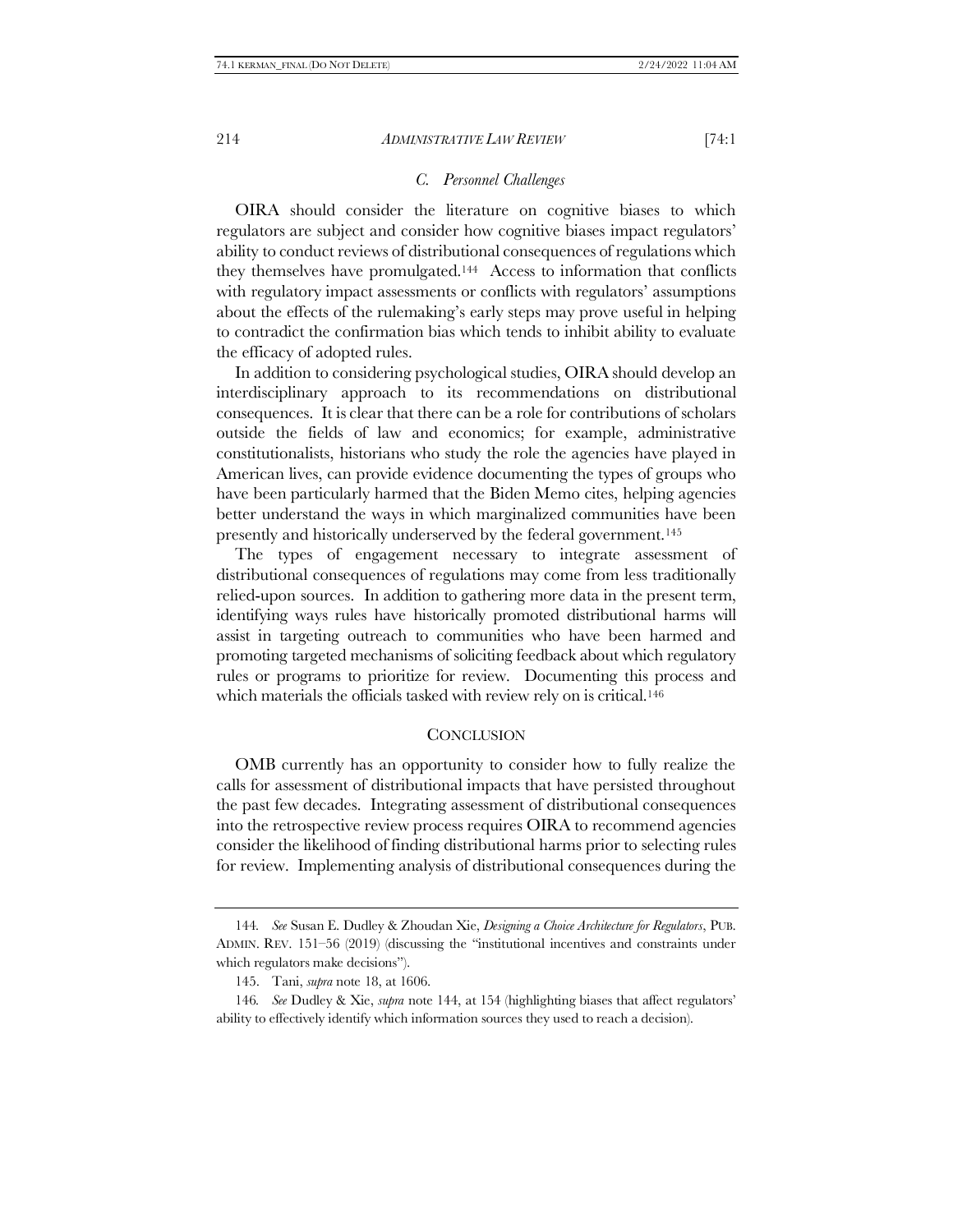### *C. Personnel Challenges*

OIRA should consider the literature on cognitive biases to which regulators are subject and consider how cognitive biases impact regulators' ability to conduct reviews of distributional consequences of regulations which they themselves have promulgated.[144] Access to information that conflicts with regulatory impact assessments or conflicts with regulators' assumptions about the effects of the rulemaking's early steps may prove useful in helping to contradict the confirmation bias which tends to inhibit ability to evaluate the efficacy of adopted rules.

In addition to considering psychological studies, OIRA should develop an interdisciplinary approach to its recommendations on distributional consequences. It is clear that there can be a role for contributions of scholars outside the fields of law and economics; for example, administrative constitutionalists, historians who study the role the agencies have played in American lives, can provide evidence documenting the types of groups who have been particularly harmed that the Biden Memo cites, helping agencies better understand the ways in which marginalized communities have been presently and historically underserved by the federal government.[145]

The types of engagement necessary to integrate assessment of distributional consequences of regulations may come from less traditionally relied-upon sources. In addition to gathering more data in the present term, identifying ways rules have historically promoted distributional harms will assist in targeting outreach to communities who have been harmed and promoting targeted mechanisms of soliciting feedback about which regulatory rules or programs to prioritize for review. Documenting this process and which materials the officials tasked with review rely on is critical.[146]

## CONCLUSION

OMB currently has an opportunity to consider how to fully realize the calls for assessment of distributional impacts that have persisted throughout the past few decades. Integrating assessment of distributional consequences into the retrospective review process requires OIRA to recommend agencies consider the likelihood of finding distributional harms prior to selecting rules for review. Implementing analysis of distributional consequences during the

---

144. *See* Susan E. Dudley & Zhoudan Xie, *Designing a Choice Architecture for Regulators*, PUB. ADMIN. REV. 151–56 (2019) (discussing the "institutional incentives and constraints under which regulators make decisions").

145. Tani, *supra* note 18, at 1606.

146. *See* Dudley & Xie, *supra* note 144, at 154 (highlighting biases that affect regulators' ability to effectively identify which information sources they used to reach a decision).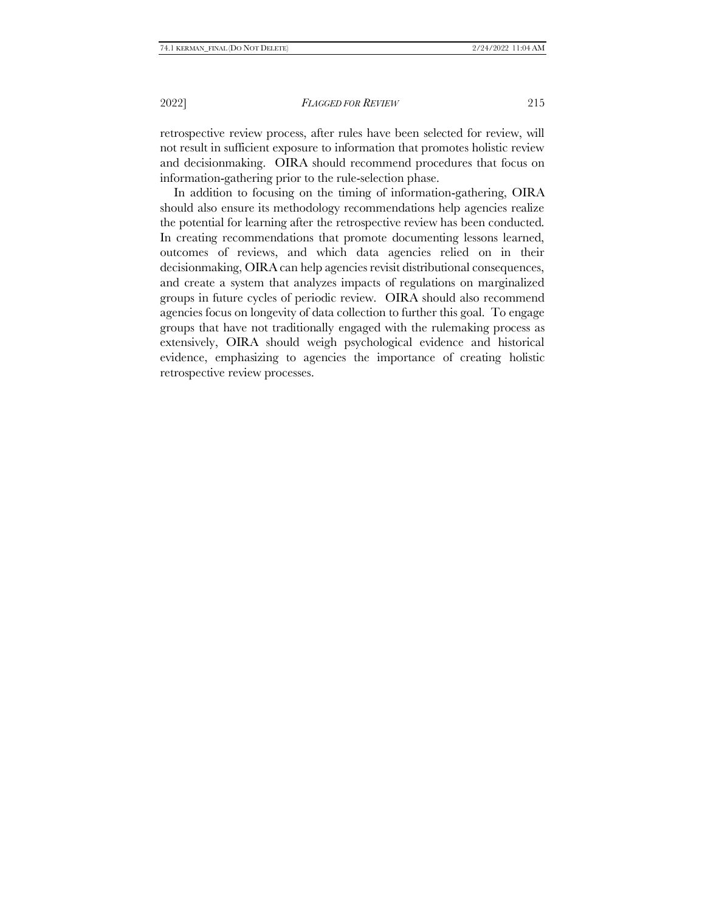retrospective review process, after rules have been selected for review, will not result in sufficient exposure to information that promotes holistic review and decisionmaking. OIRA should recommend procedures that focus on information-gathering prior to the rule-selection phase.

In addition to focusing on the timing of information-gathering, OIRA should also ensure its methodology recommendations help agencies realize the potential for learning after the retrospective review has been conducted. In creating recommendations that promote documenting lessons learned, outcomes of reviews, and which data agencies relied on in their decisionmaking, OIRA can help agencies revisit distributional consequences, and create a system that analyzes impacts of regulations on marginalized groups in future cycles of periodic review. OIRA should also recommend agencies focus on longevity of data collection to further this goal. To engage groups that have not traditionally engaged with the rulemaking process as extensively, OIRA should weigh psychological evidence and historical evidence, emphasizing to agencies the importance of creating holistic retrospective review processes.